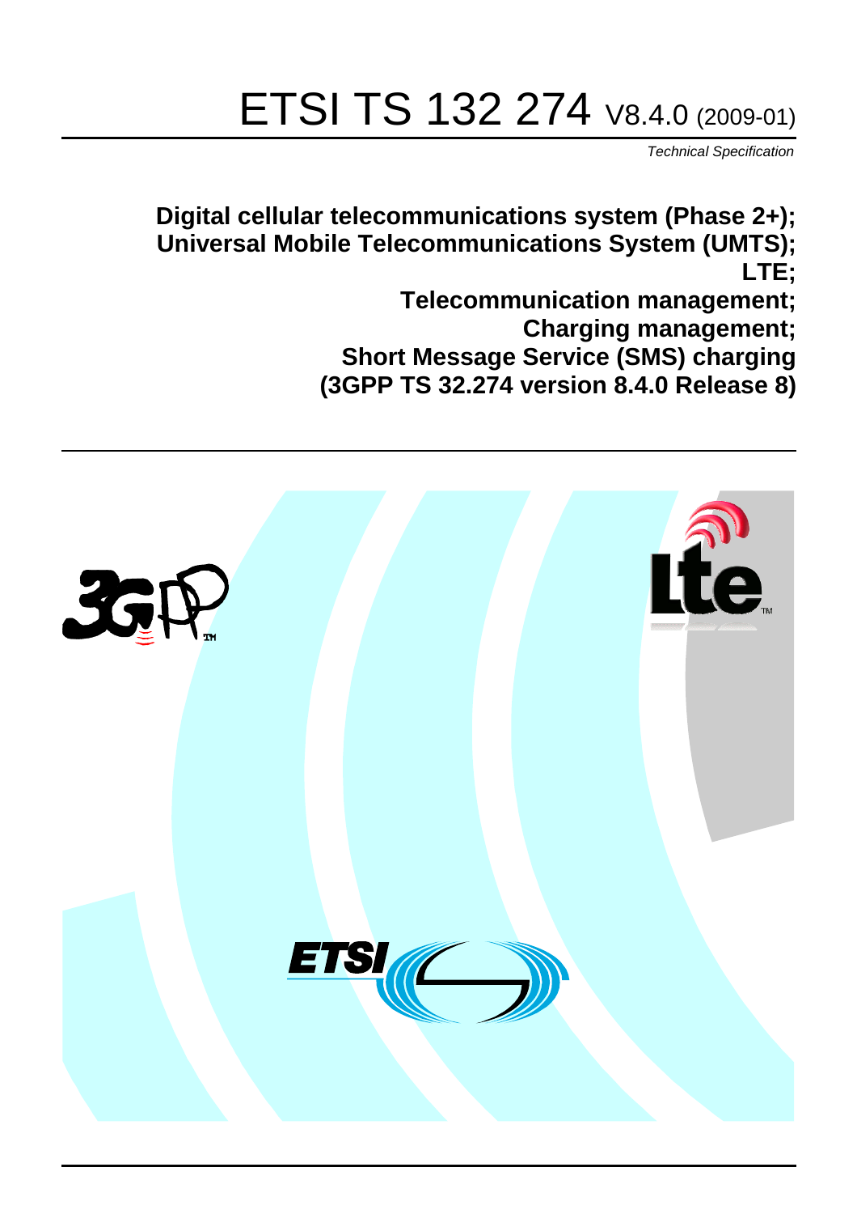# ETSI TS 132 274 V8.4.0 (2009-01)

*Technical Specification*

**Digital cellular telecommunications system (Phase 2+);
Universal Mobile Telecommunications System (UMTS);
LTE;
Telecommunication management;
Charging management;
Short Message Service (SMS) charging
(3GPP TS 32.274 version 8.4.0 Release 8)**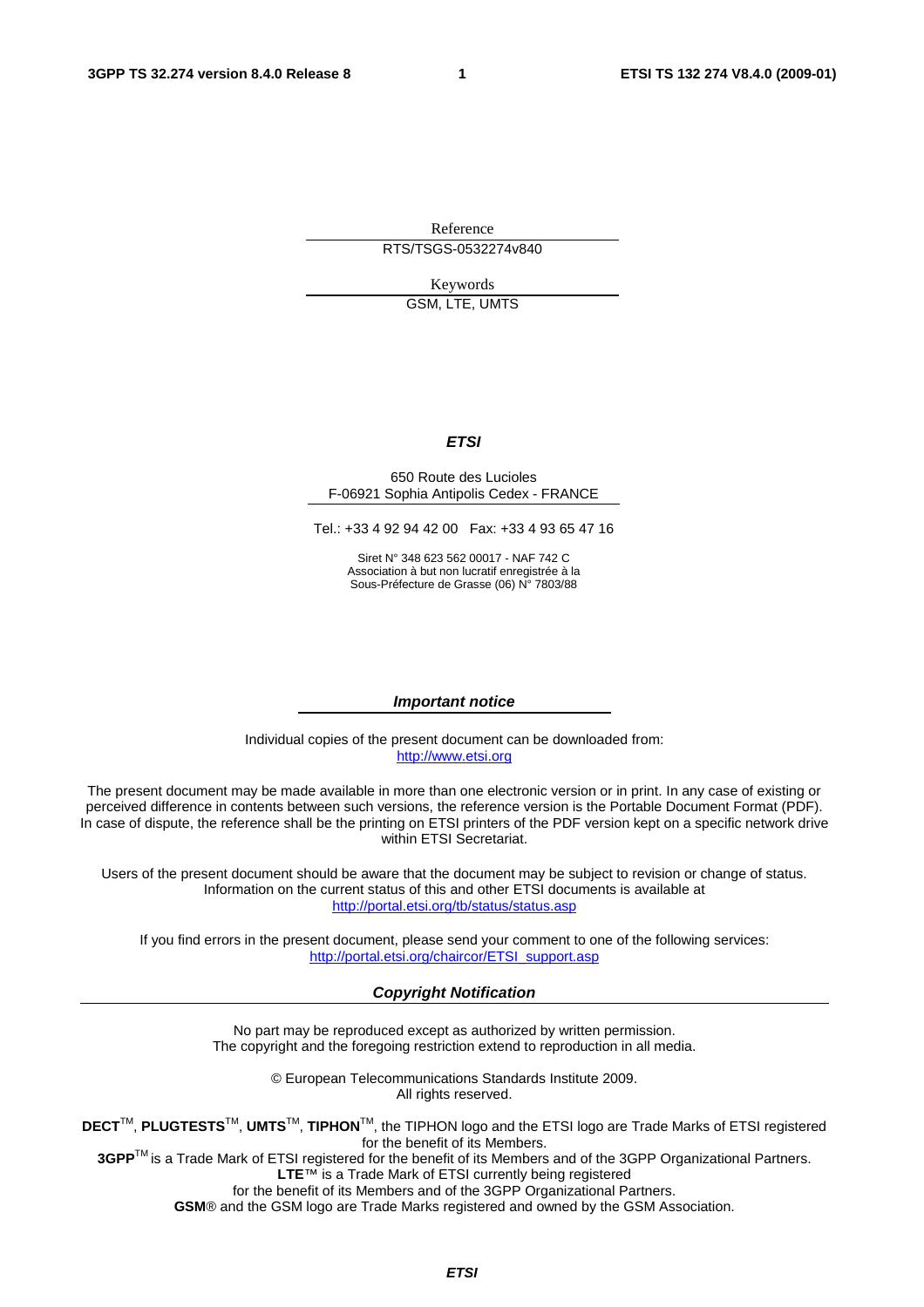Reference

RTS/TSGS-0532274v840

Keywords

GSM, LTE, UMTS

***ETSI***

650 Route des Lucioles
F-06921 Sophia Antipolis Cedex - FRANCE

Tel.: +33 4 92 94 42 00 Fax: +33 4 93 65 47 16

Siret N° 348 623 562 00017 - NAF 742 C
Association à but non lucratif enregistrée à la
Sous-Préfecture de Grasse (06) N° 7803/88

***Important notice***

Individual copies of the present document can be downloaded from:
http://www.etsi.org

The present document may be made available in more than one electronic version or in print. In any case of existing or perceived difference in contents between such versions, the reference version is the Portable Document Format (PDF). In case of dispute, the reference shall be the printing on ETSI printers of the PDF version kept on a specific network drive within ETSI Secretariat.

Users of the present document should be aware that the document may be subject to revision or change of status. Information on the current status of this and other ETSI documents is available at
http://portal.etsi.org/tb/status/status.asp

If you find errors in the present document, please send your comment to one of the following services:
http://portal.etsi.org/chaircor/ETSI_support.asp

***Copyright Notification***

No part may be reproduced except as authorized by written permission.
The copyright and the foregoing restriction extend to reproduction in all media.

© European Telecommunications Standards Institute 2009.
All rights reserved.

**DECT**™, **PLUGTESTS**™, **UMTS**™, **TIPHON**™, the TIPHON logo and the ETSI logo are Trade Marks of ETSI registered for the benefit of its Members.
**3GPP**™ is a Trade Mark of ETSI registered for the benefit of its Members and of the 3GPP Organizational Partners.
**LTE**™ is a Trade Mark of ETSI currently being registered
for the benefit of its Members and of the 3GPP Organizational Partners.
**GSM**® and the GSM logo are Trade Marks registered and owned by the GSM Association.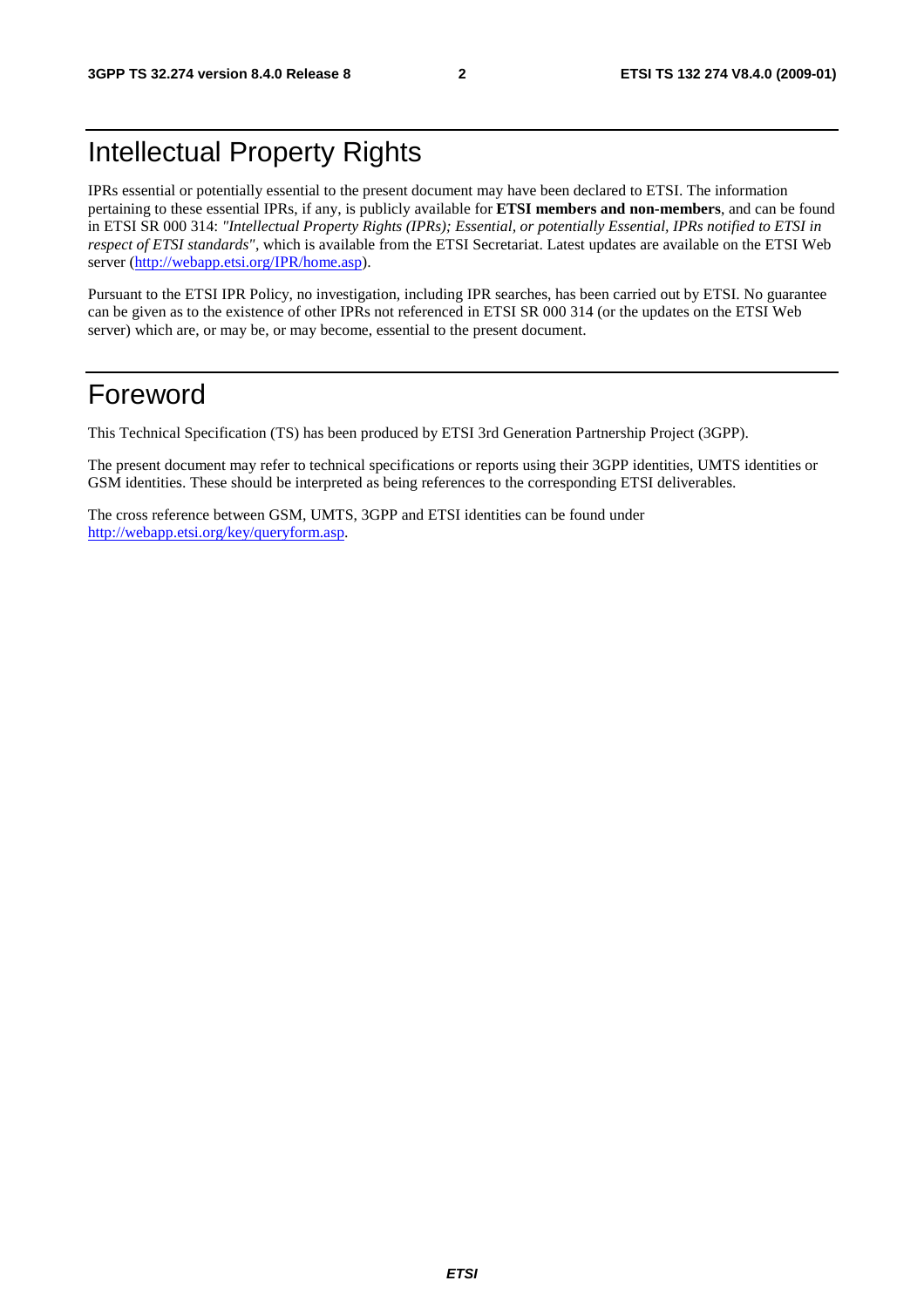# Intellectual Property Rights

IPRs essential or potentially essential to the present document may have been declared to ETSI. The information pertaining to these essential IPRs, if any, is publicly available for **ETSI members and non-members**, and can be found in ETSI SR 000 314: *"Intellectual Property Rights (IPRs); Essential, or potentially Essential, IPRs notified to ETSI in respect of ETSI standards"*, which is available from the ETSI Secretariat. Latest updates are available on the ETSI Web server (http://webapp.etsi.org/IPR/home.asp).

Pursuant to the ETSI IPR Policy, no investigation, including IPR searches, has been carried out by ETSI. No guarantee can be given as to the existence of other IPRs not referenced in ETSI SR 000 314 (or the updates on the ETSI Web server) which are, or may be, or may become, essential to the present document.

# Foreword

This Technical Specification (TS) has been produced by ETSI 3rd Generation Partnership Project (3GPP).

The present document may refer to technical specifications or reports using their 3GPP identities, UMTS identities or GSM identities. These should be interpreted as being references to the corresponding ETSI deliverables.

The cross reference between GSM, UMTS, 3GPP and ETSI identities can be found under http://webapp.etsi.org/key/queryform.asp.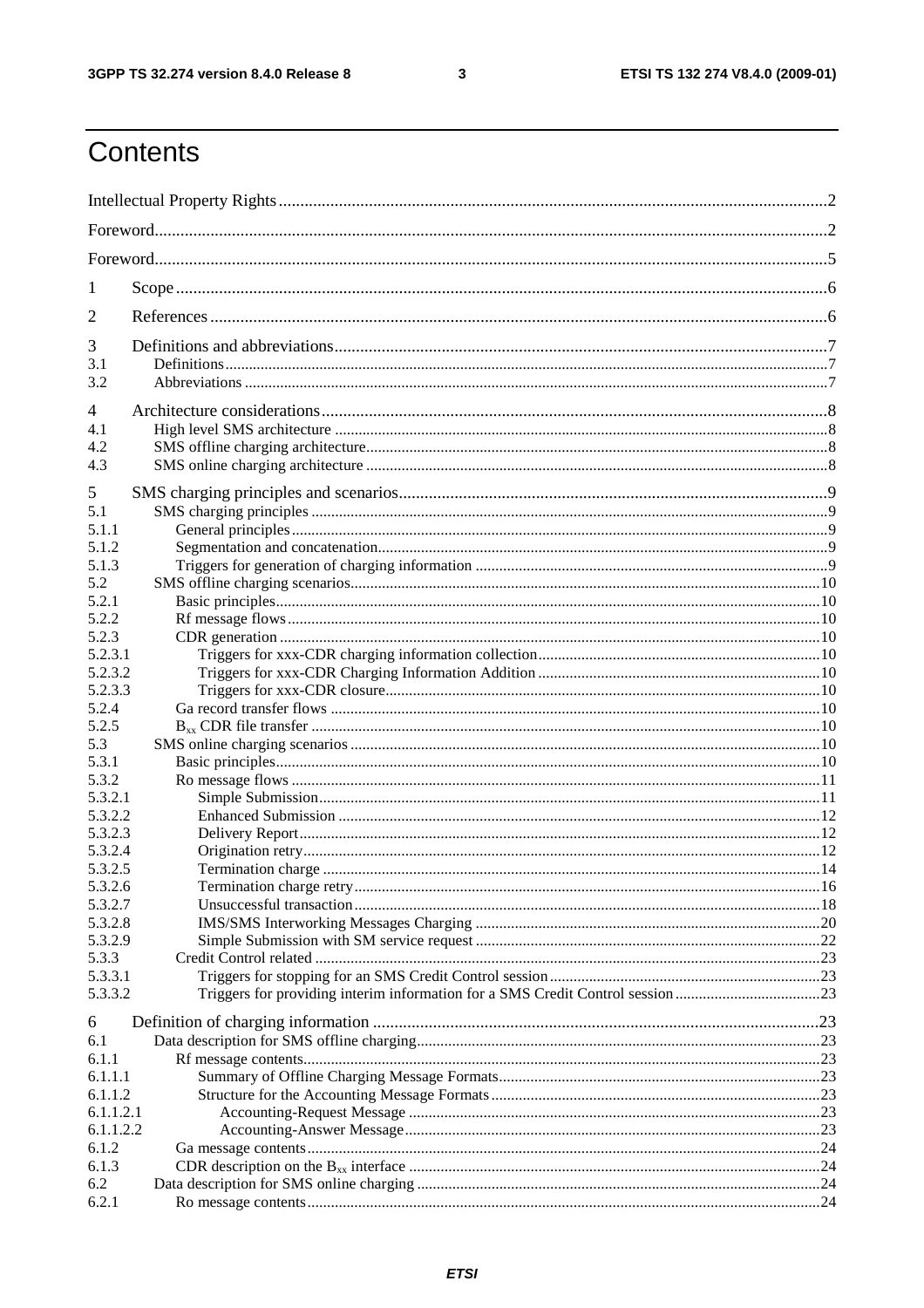# Contents

| | | |
|---|---|---|
| Intellectual Property Rights | | 2 |
| Foreword | | 2 |
| Foreword | | 5 |
| 1 | Scope | 6 |
| 2 | References | 6 |
| 3 | Definitions and abbreviations | 7 |
| 3.1 | Definitions | 7 |
| 3.2 | Abbreviations | 7 |
| 4 | Architecture considerations | 8 |
| 4.1 | High level SMS architecture | 8 |
| 4.2 | SMS offline charging architecture | 8 |
| 4.3 | SMS online charging architecture | 8 |
| 5 | SMS charging principles and scenarios | 9 |
| 5.1 | SMS charging principles | 9 |
| 5.1.1 | General principles | 9 |
| 5.1.2 | Segmentation and concatenation | 9 |
| 5.1.3 | Triggers for generation of charging information | 9 |
| 5.2 | SMS offline charging scenarios | 10 |
| 5.2.1 | Basic principles | 10 |
| 5.2.2 | Rf message flows | 10 |
| 5.2.3 | CDR generation | 10 |
| 5.2.3.1 | Triggers for xxx-CDR charging information collection | 10 |
| 5.2.3.2 | Triggers for xxx-CDR Charging Information Addition | 10 |
| 5.2.3.3 | Triggers for xxx-CDR closure | 10 |
| 5.2.4 | Ga record transfer flows | 10 |
| 5.2.5 | $B_{xx}$ CDR file transfer | 10 |
| 5.3 | SMS online charging scenarios | 10 |
| 5.3.1 | Basic principles | 10 |
| 5.3.2 | Ro message flows | 11 |
| 5.3.2.1 | Simple Submission | 11 |
| 5.3.2.2 | Enhanced Submission | 12 |
| 5.3.2.3 | Delivery Report | 12 |
| 5.3.2.4 | Origination retry | 12 |
| 5.3.2.5 | Termination charge | 14 |
| 5.3.2.6 | Termination charge retry | 16 |
| 5.3.2.7 | Unsuccessful transaction | 18 |
| 5.3.2.8 | IMS/SMS Interworking Messages Charging | 20 |
| 5.3.2.9 | Simple Submission with SM service request | 22 |
| 5.3.3 | Credit Control related | 23 |
| 5.3.3.1 | Triggers for stopping for an SMS Credit Control session | 23 |
| 5.3.3.2 | Triggers for providing interim information for a SMS Credit Control session | 23 |
| 6 | Definition of charging information | 23 |
| 6.1 | Data description for SMS offline charging | 23 |
| 6.1.1 | Rf message contents | 23 |
| 6.1.1.1 | Summary of Offline Charging Message Formats | 23 |
| 6.1.1.2 | Structure for the Accounting Message Formats | 23 |
| 6.1.1.2.1 | Accounting-Request Message | 23 |
| 6.1.1.2.2 | Accounting-Answer Message | 23 |
| 6.1.2 | Ga message contents | 24 |
| 6.1.3 | CDR description on the $B_{xx}$ interface | 24 |
| 6.2 | Data description for SMS online charging | 24 |
| 6.2.1 | Ro message contents | 24 |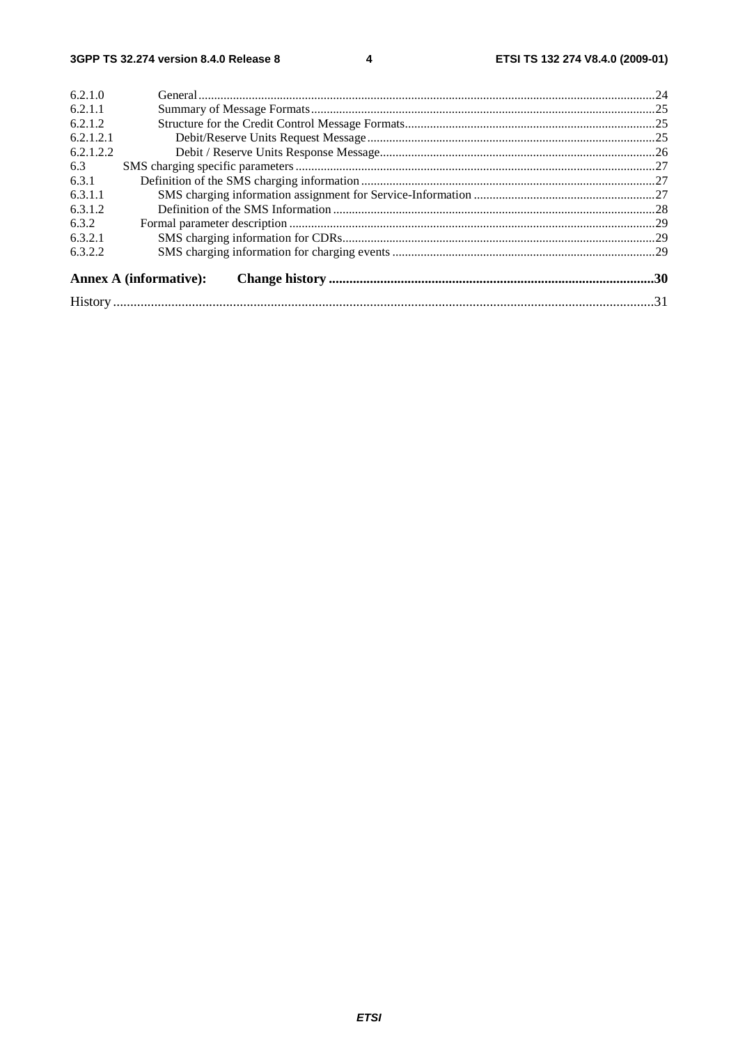6.2.1.0 General ....24
6.2.1.1 Summary of Message Formats ....25
6.2.1.2 Structure for the Credit Control Message Formats ....25
6.2.1.2.1 Debit/Reserve Units Request Message ....25
6.2.1.2.2 Debit / Reserve Units Response Message ....26
6.3 SMS charging specific parameters ....27
6.3.1 Definition of the SMS charging information ....27
6.3.1.1 SMS charging information assignment for Service-Information ....27
6.3.1.2 Definition of the SMS Information ....28
6.3.2 Formal parameter description ....29
6.3.2.1 SMS charging information for CDRs ....29
6.3.2.2 SMS charging information for charging events ....29

**Annex A (informative): Change history ....30**

History ....31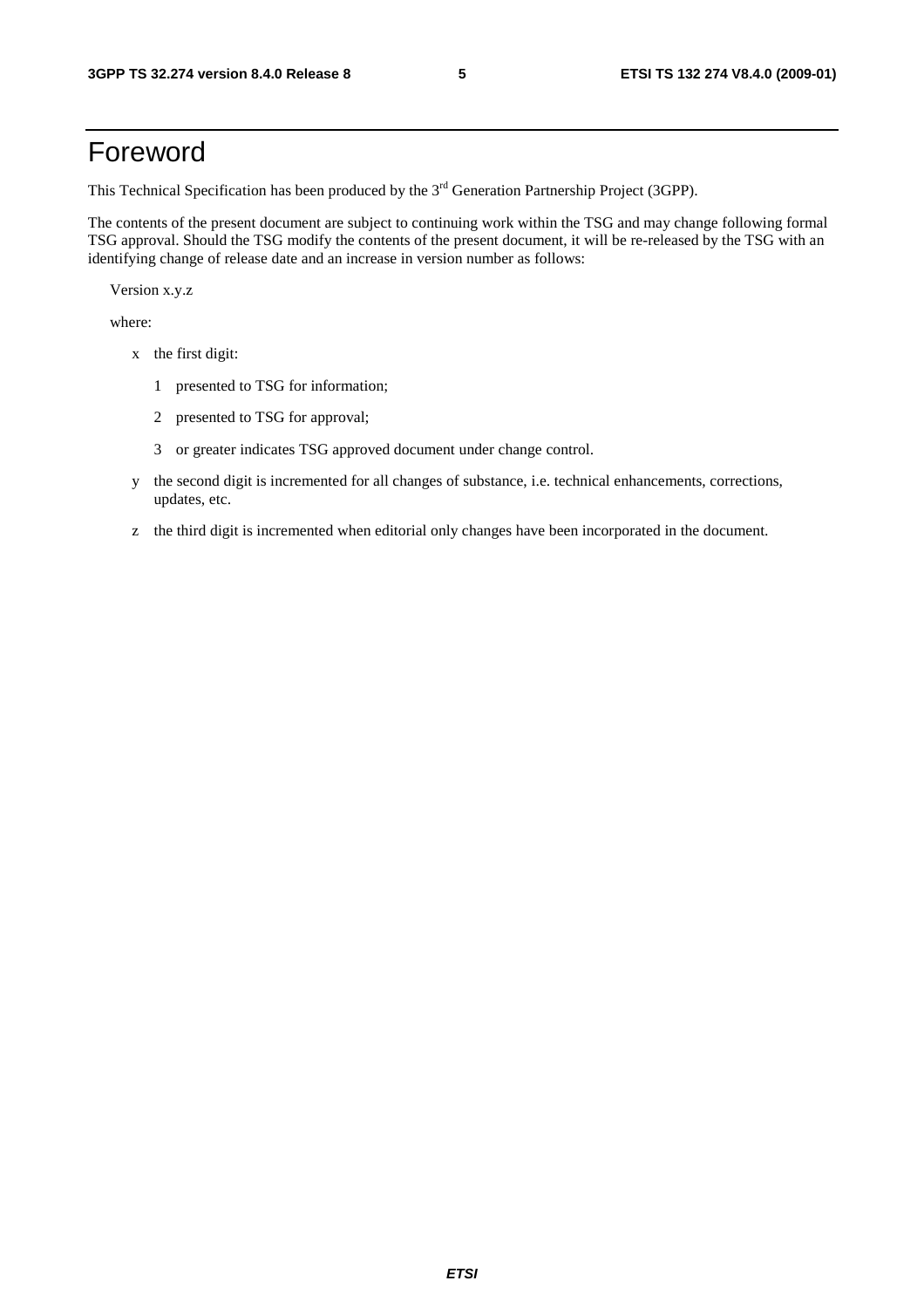# Foreword

This Technical Specification has been produced by the 3rd Generation Partnership Project (3GPP).

The contents of the present document are subject to continuing work within the TSG and may change following formal TSG approval. Should the TSG modify the contents of the present document, it will be re-released by the TSG with an identifying change of release date and an increase in version number as follows:

Version x.y.z

where:

- x the first digit:
  - 1 presented to TSG for information;
  - 2 presented to TSG for approval;
  - 3 or greater indicates TSG approved document under change control.
- y the second digit is incremented for all changes of substance, i.e. technical enhancements, corrections, updates, etc.
- z the third digit is incremented when editorial only changes have been incorporated in the document.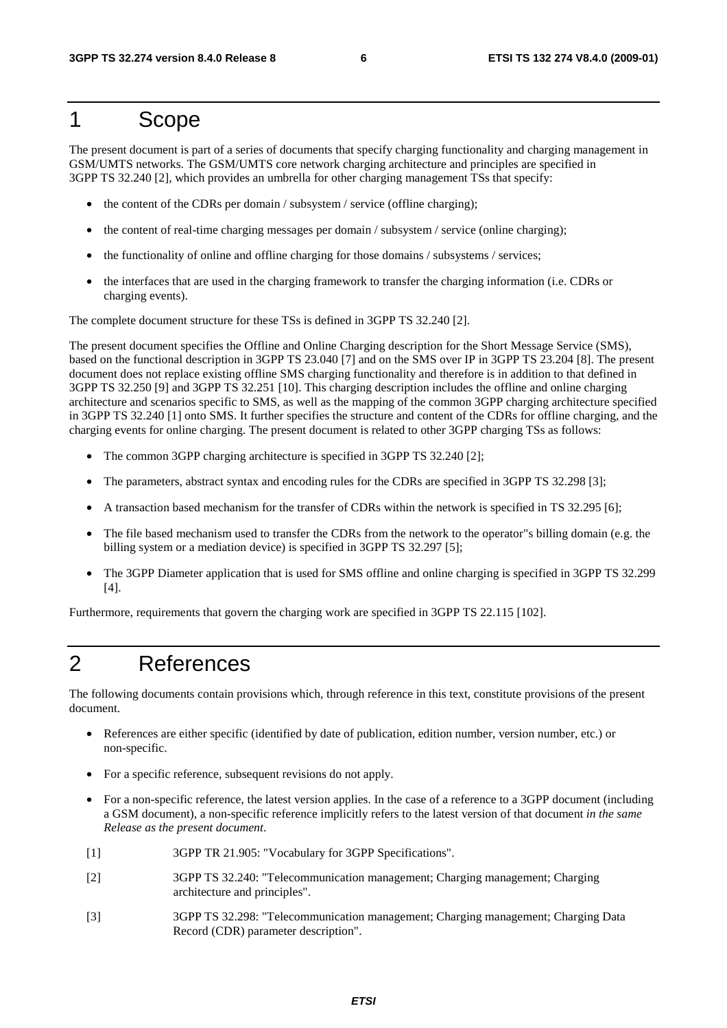# 1 Scope

The present document is part of a series of documents that specify charging functionality and charging management in GSM/UMTS networks. The GSM/UMTS core network charging architecture and principles are specified in 3GPP TS 32.240 [2], which provides an umbrella for other charging management TSs that specify:

- the content of the CDRs per domain / subsystem / service (offline charging);
- the content of real-time charging messages per domain / subsystem / service (online charging);
- the functionality of online and offline charging for those domains / subsystems / services;
- the interfaces that are used in the charging framework to transfer the charging information (i.e. CDRs or charging events).

The complete document structure for these TSs is defined in 3GPP TS 32.240 [2].

The present document specifies the Offline and Online Charging description for the Short Message Service (SMS), based on the functional description in 3GPP TS 23.040 [7] and on the SMS over IP in 3GPP TS 23.204 [8]. The present document does not replace existing offline SMS charging functionality and therefore is in addition to that defined in 3GPP TS 32.250 [9] and 3GPP TS 32.251 [10]. This charging description includes the offline and online charging architecture and scenarios specific to SMS, as well as the mapping of the common 3GPP charging architecture specified in 3GPP TS 32.240 [1] onto SMS. It further specifies the structure and content of the CDRs for offline charging, and the charging events for online charging. The present document is related to other 3GPP charging TSs as follows:

- The common 3GPP charging architecture is specified in 3GPP TS 32.240 [2];
- The parameters, abstract syntax and encoding rules for the CDRs are specified in 3GPP TS 32.298 [3];
- A transaction based mechanism for the transfer of CDRs within the network is specified in TS 32.295 [6];
- The file based mechanism used to transfer the CDRs from the network to the operator"s billing domain (e.g. the billing system or a mediation device) is specified in 3GPP TS 32.297 [5];
- The 3GPP Diameter application that is used for SMS offline and online charging is specified in 3GPP TS 32.299 [4].

Furthermore, requirements that govern the charging work are specified in 3GPP TS 22.115 [102].

# 2 References

The following documents contain provisions which, through reference in this text, constitute provisions of the present document.

- References are either specific (identified by date of publication, edition number, version number, etc.) or non-specific.
- For a specific reference, subsequent revisions do not apply.
- For a non-specific reference, the latest version applies. In the case of a reference to a 3GPP document (including a GSM document), a non-specific reference implicitly refers to the latest version of that document *in the same Release as the present document*.

[1] 3GPP TR 21.905: "Vocabulary for 3GPP Specifications".

[2] 3GPP TS 32.240: "Telecommunication management; Charging management; Charging architecture and principles".

[3] 3GPP TS 32.298: "Telecommunication management; Charging management; Charging Data Record (CDR) parameter description".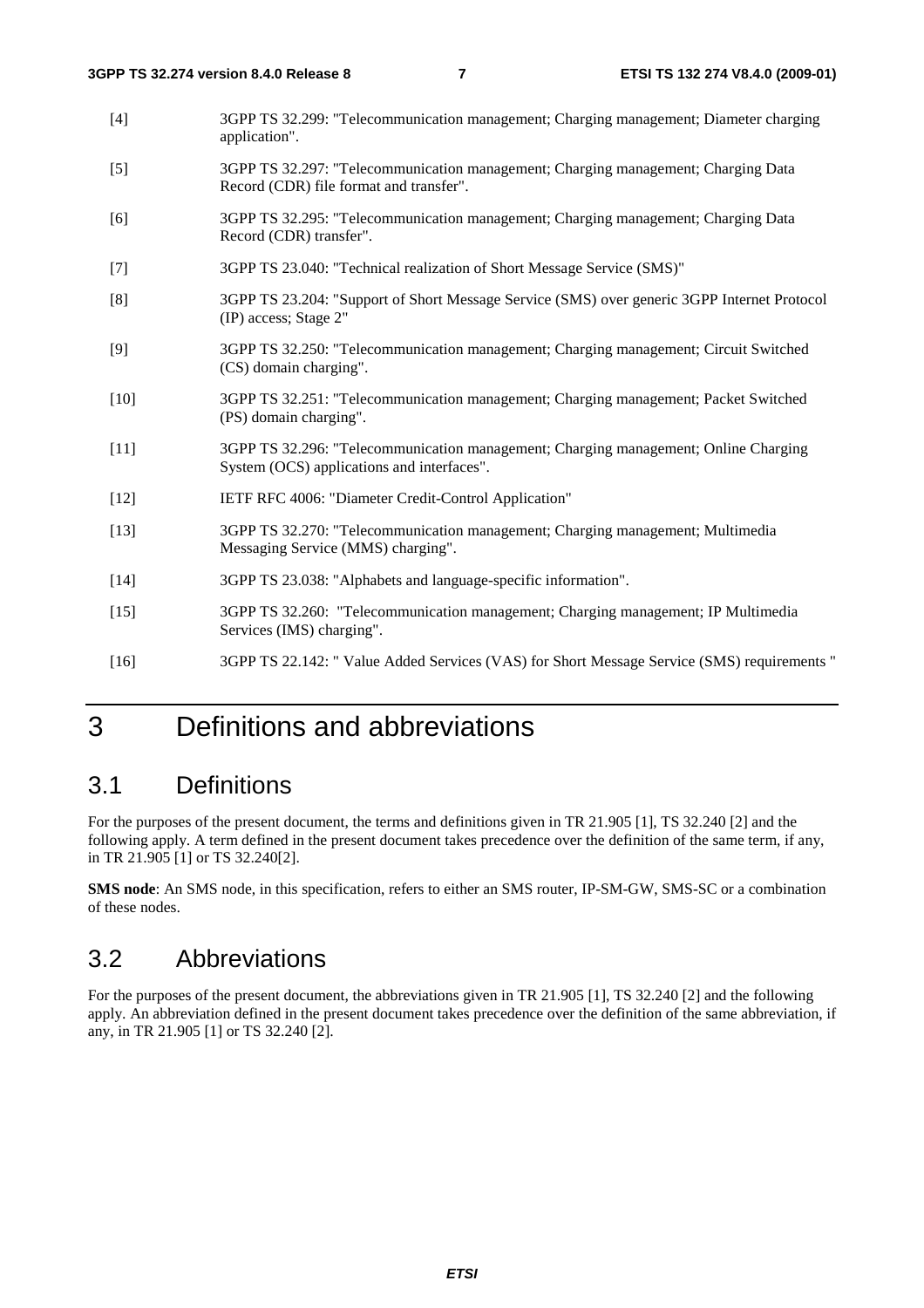[4] 3GPP TS 32.299: "Telecommunication management; Charging management; Diameter charging application".

[5] 3GPP TS 32.297: "Telecommunication management; Charging management; Charging Data Record (CDR) file format and transfer".

[6] 3GPP TS 32.295: "Telecommunication management; Charging management; Charging Data Record (CDR) transfer".

[7] 3GPP TS 23.040: "Technical realization of Short Message Service (SMS)"

[8] 3GPP TS 23.204: "Support of Short Message Service (SMS) over generic 3GPP Internet Protocol (IP) access; Stage 2"

[9] 3GPP TS 32.250: "Telecommunication management; Charging management; Circuit Switched (CS) domain charging".

[10] 3GPP TS 32.251: "Telecommunication management; Charging management; Packet Switched (PS) domain charging".

[11] 3GPP TS 32.296: "Telecommunication management; Charging management; Online Charging System (OCS) applications and interfaces".

[12] IETF RFC 4006: "Diameter Credit-Control Application"

[13] 3GPP TS 32.270: "Telecommunication management; Charging management; Multimedia Messaging Service (MMS) charging".

[14] 3GPP TS 23.038: "Alphabets and language-specific information".

[15] 3GPP TS 32.260: "Telecommunication management; Charging management; IP Multimedia Services (IMS) charging".

[16] 3GPP TS 22.142: " Value Added Services (VAS) for Short Message Service (SMS) requirements "

# 3 Definitions and abbreviations

## 3.1 Definitions

For the purposes of the present document, the terms and definitions given in TR 21.905 [1], TS 32.240 [2] and the following apply. A term defined in the present document takes precedence over the definition of the same term, if any, in TR 21.905 [1] or TS 32.240[2].

**SMS node**: An SMS node, in this specification, refers to either an SMS router, IP-SM-GW, SMS-SC or a combination of these nodes.

## 3.2 Abbreviations

For the purposes of the present document, the abbreviations given in TR 21.905 [1], TS 32.240 [2] and the following apply. An abbreviation defined in the present document takes precedence over the definition of the same abbreviation, if any, in TR 21.905 [1] or TS 32.240 [2].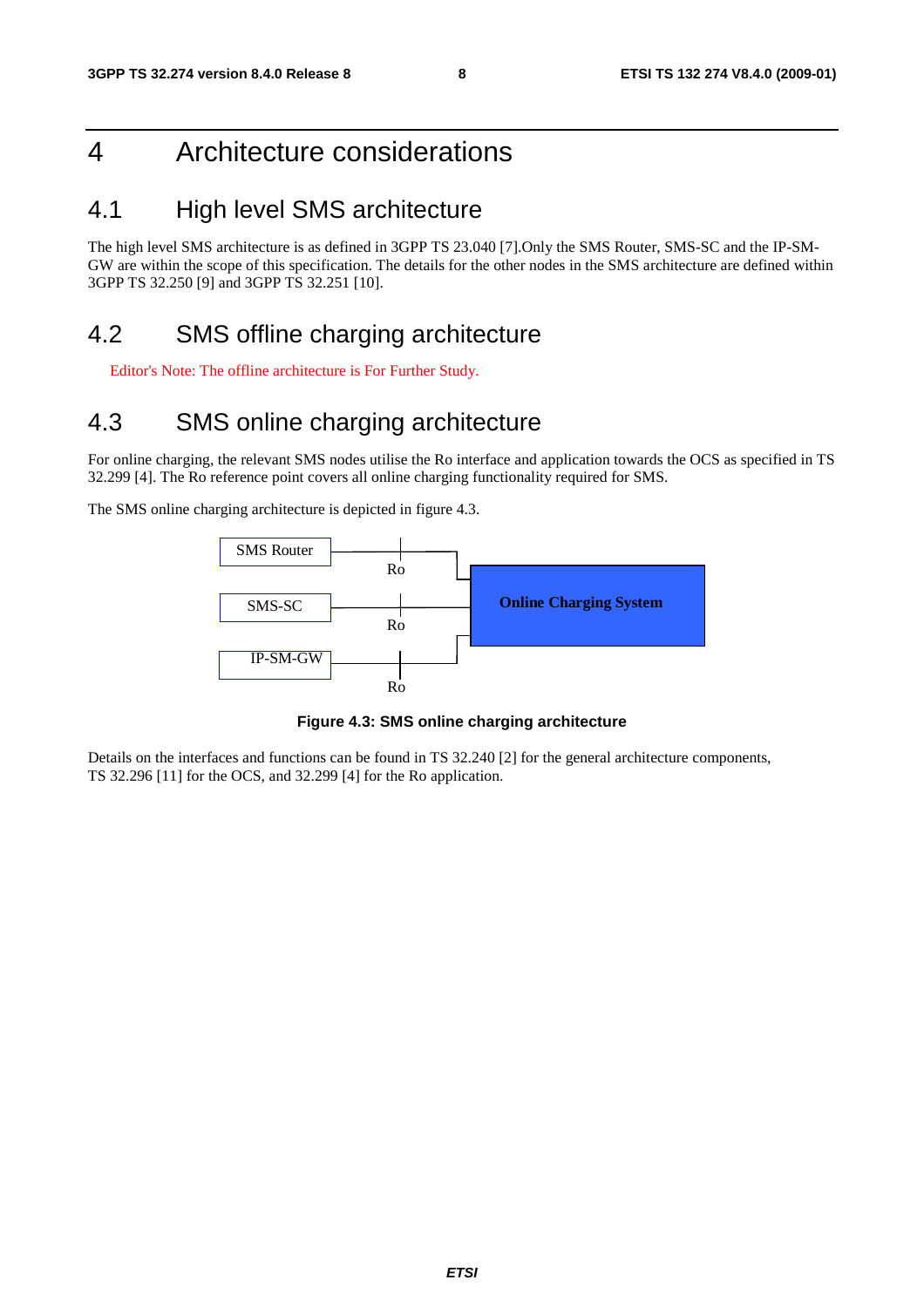# 4 Architecture considerations

## 4.1 High level SMS architecture

The high level SMS architecture is as defined in 3GPP TS 23.040 [7].Only the SMS Router, SMS-SC and the IP-SM-GW are within the scope of this specification. The details for the other nodes in the SMS architecture are defined within 3GPP TS 32.250 [9] and 3GPP TS 32.251 [10].

## 4.2 SMS offline charging architecture

Editor's Note: The offline architecture is For Further Study.

## 4.3 SMS online charging architecture

For online charging, the relevant SMS nodes utilise the Ro interface and application towards the OCS as specified in TS 32.299 [4]. The Ro reference point covers all online charging functionality required for SMS.

The SMS online charging architecture is depicted in figure 4.3.

SMS Router — Ro — Online Charging System

SMS-SC — Ro — Online Charging System

IP-SM-GW — Ro — Online Charging System

**Figure 4.3: SMS online charging architecture**

Details on the interfaces and functions can be found in TS 32.240 [2] for the general architecture components, TS 32.296 [11] for the OCS, and 32.299 [4] for the Ro application.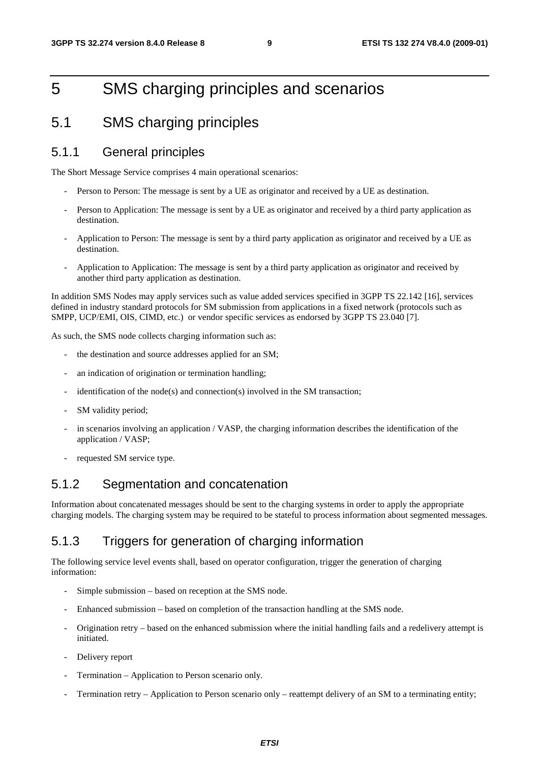# 5 SMS charging principles and scenarios

## 5.1 SMS charging principles

### 5.1.1 General principles

The Short Message Service comprises 4 main operational scenarios:

- Person to Person: The message is sent by a UE as originator and received by a UE as destination.
- Person to Application: The message is sent by a UE as originator and received by a third party application as destination.
- Application to Person: The message is sent by a third party application as originator and received by a UE as destination.
- Application to Application: The message is sent by a third party application as originator and received by another third party application as destination.

In addition SMS Nodes may apply services such as value added services specified in 3GPP TS 22.142 [16], services defined in industry standard protocols for SM submission from applications in a fixed network (protocols such as SMPP, UCP/EMI, OIS, CIMD, etc.) or vendor specific services as endorsed by 3GPP TS 23.040 [7].

As such, the SMS node collects charging information such as:

- the destination and source addresses applied for an SM;
- an indication of origination or termination handling;
- identification of the node(s) and connection(s) involved in the SM transaction;
- SM validity period;
- in scenarios involving an application / VASP, the charging information describes the identification of the application / VASP;
- requested SM service type.

### 5.1.2 Segmentation and concatenation

Information about concatenated messages should be sent to the charging systems in order to apply the appropriate charging models. The charging system may be required to be stateful to process information about segmented messages.

### 5.1.3 Triggers for generation of charging information

The following service level events shall, based on operator configuration, trigger the generation of charging information:

- Simple submission – based on reception at the SMS node.
- Enhanced submission – based on completion of the transaction handling at the SMS node.
- Origination retry – based on the enhanced submission where the initial handling fails and a redelivery attempt is initiated.
- Delivery report
- Termination – Application to Person scenario only.
- Termination retry – Application to Person scenario only – reattempt delivery of an SM to a terminating entity;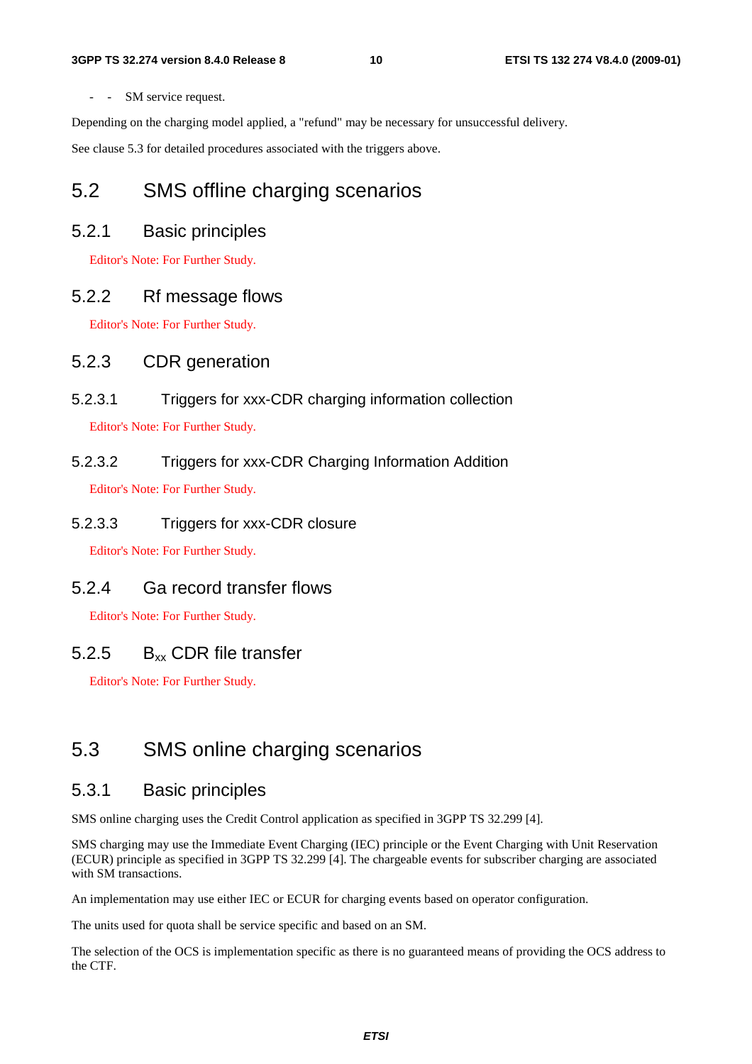- - SM service request.

Depending on the charging model applied, a "refund" may be necessary for unsuccessful delivery.

See clause 5.3 for detailed procedures associated with the triggers above.

## 5.2 SMS offline charging scenarios

### 5.2.1 Basic principles

Editor's Note: For Further Study.

### 5.2.2 Rf message flows

Editor's Note: For Further Study.

### 5.2.3 CDR generation

#### 5.2.3.1 Triggers for xxx-CDR charging information collection

Editor's Note: For Further Study.

#### 5.2.3.2 Triggers for xxx-CDR Charging Information Addition

Editor's Note: For Further Study.

#### 5.2.3.3 Triggers for xxx-CDR closure

Editor's Note: For Further Study.

### 5.2.4 Ga record transfer flows

Editor's Note: For Further Study.

### 5.2.5 $B_{xx}$ CDR file transfer

Editor's Note: For Further Study.

## 5.3 SMS online charging scenarios

### 5.3.1 Basic principles

SMS online charging uses the Credit Control application as specified in 3GPP TS 32.299 [4].

SMS charging may use the Immediate Event Charging (IEC) principle or the Event Charging with Unit Reservation (ECUR) principle as specified in 3GPP TS 32.299 [4]. The chargeable events for subscriber charging are associated with SM transactions.

An implementation may use either IEC or ECUR for charging events based on operator configuration.

The units used for quota shall be service specific and based on an SM.

The selection of the OCS is implementation specific as there is no guaranteed means of providing the OCS address to the CTF.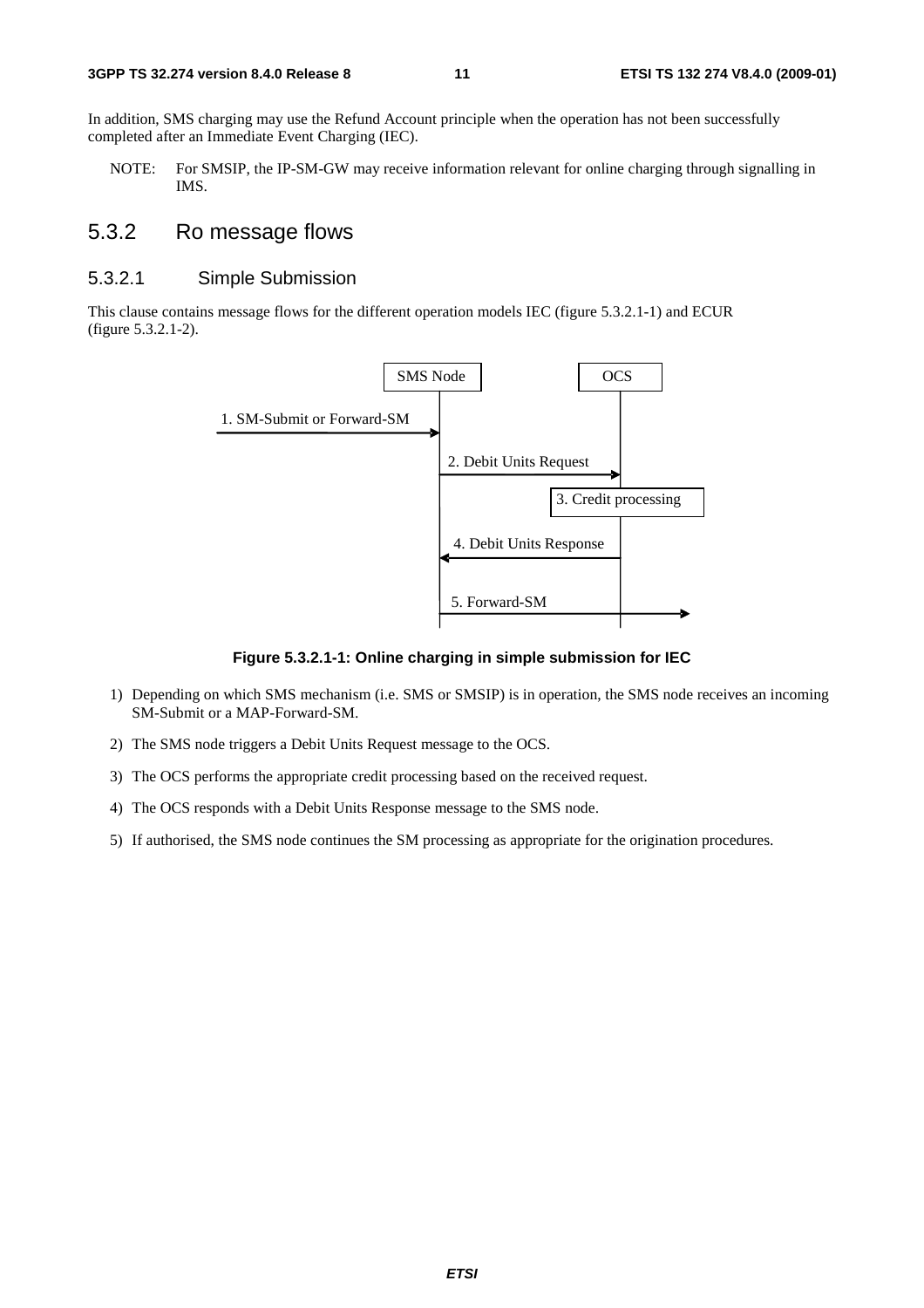In addition, SMS charging may use the Refund Account principle when the operation has not been successfully completed after an Immediate Event Charging (IEC).

NOTE: For SMSIP, the IP-SM-GW may receive information relevant for online charging through signalling in IMS.

## 5.3.2 Ro message flows

### 5.3.2.1 Simple Submission

This clause contains message flows for the different operation models IEC (figure 5.3.2.1-1) and ECUR (figure 5.3.2.1-2).

SMS Node | OCS

1. SM-Submit or Forward-SM
2. Debit Units Request
3. Credit processing
4. Debit Units Response
5. Forward-SM

**Figure 5.3.2.1-1: Online charging in simple submission for IEC**

1) Depending on which SMS mechanism (i.e. SMS or SMSIP) is in operation, the SMS node receives an incoming SM-Submit or a MAP-Forward-SM.

2) The SMS node triggers a Debit Units Request message to the OCS.

3) The OCS performs the appropriate credit processing based on the received request.

4) The OCS responds with a Debit Units Response message to the SMS node.

5) If authorised, the SMS node continues the SM processing as appropriate for the origination procedures.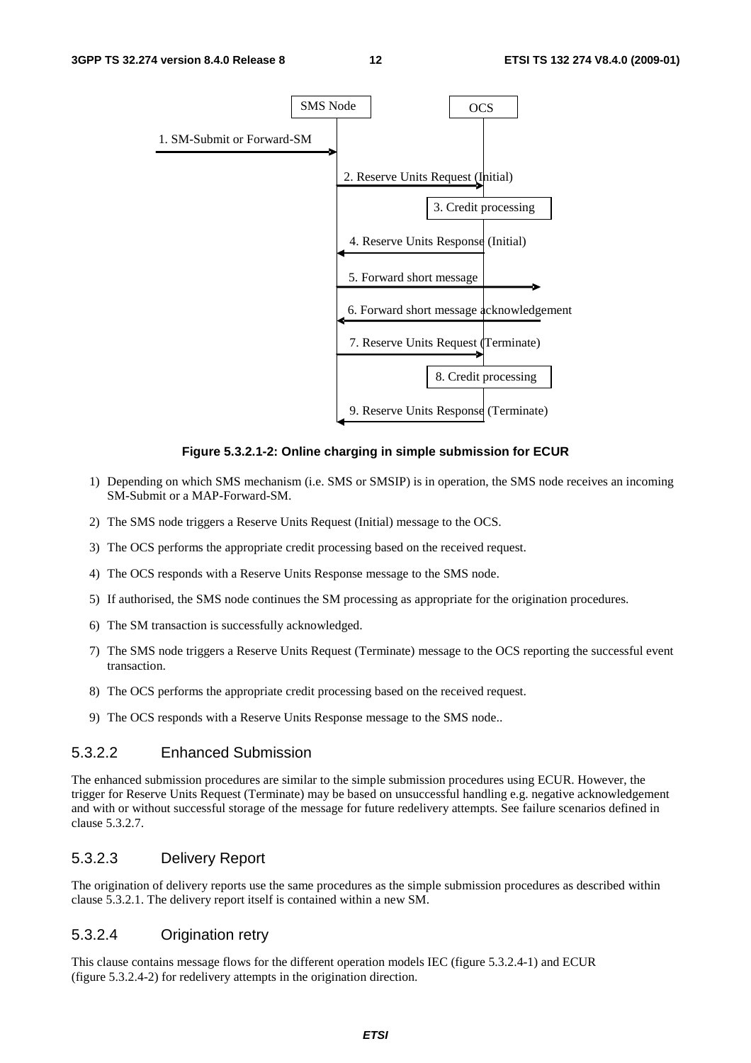Figure 5.3.2.1-2: Online charging in simple submission for ECUR

1) Depending on which SMS mechanism (i.e. SMS or SMSIP) is in operation, the SMS node receives an incoming SM-Submit or a MAP-Forward-SM.

2) The SMS node triggers a Reserve Units Request (Initial) message to the OCS.

3) The OCS performs the appropriate credit processing based on the received request.

4) The OCS responds with a Reserve Units Response message to the SMS node.

5) If authorised, the SMS node continues the SM processing as appropriate for the origination procedures.

6) The SM transaction is successfully acknowledged.

7) The SMS node triggers a Reserve Units Request (Terminate) message to the OCS reporting the successful event transaction.

8) The OCS performs the appropriate credit processing based on the received request.

9) The OCS responds with a Reserve Units Response message to the SMS node..

### 5.3.2.2 Enhanced Submission

The enhanced submission procedures are similar to the simple submission procedures using ECUR. However, the trigger for Reserve Units Request (Terminate) may be based on unsuccessful handling e.g. negative acknowledgement and with or without successful storage of the message for future redelivery attempts. See failure scenarios defined in clause 5.3.2.7.

### 5.3.2.3 Delivery Report

The origination of delivery reports use the same procedures as the simple submission procedures as described within clause 5.3.2.1. The delivery report itself is contained within a new SM.

### 5.3.2.4 Origination retry

This clause contains message flows for the different operation models IEC (figure 5.3.2.4-1) and ECUR (figure 5.3.2.4-2) for redelivery attempts in the origination direction.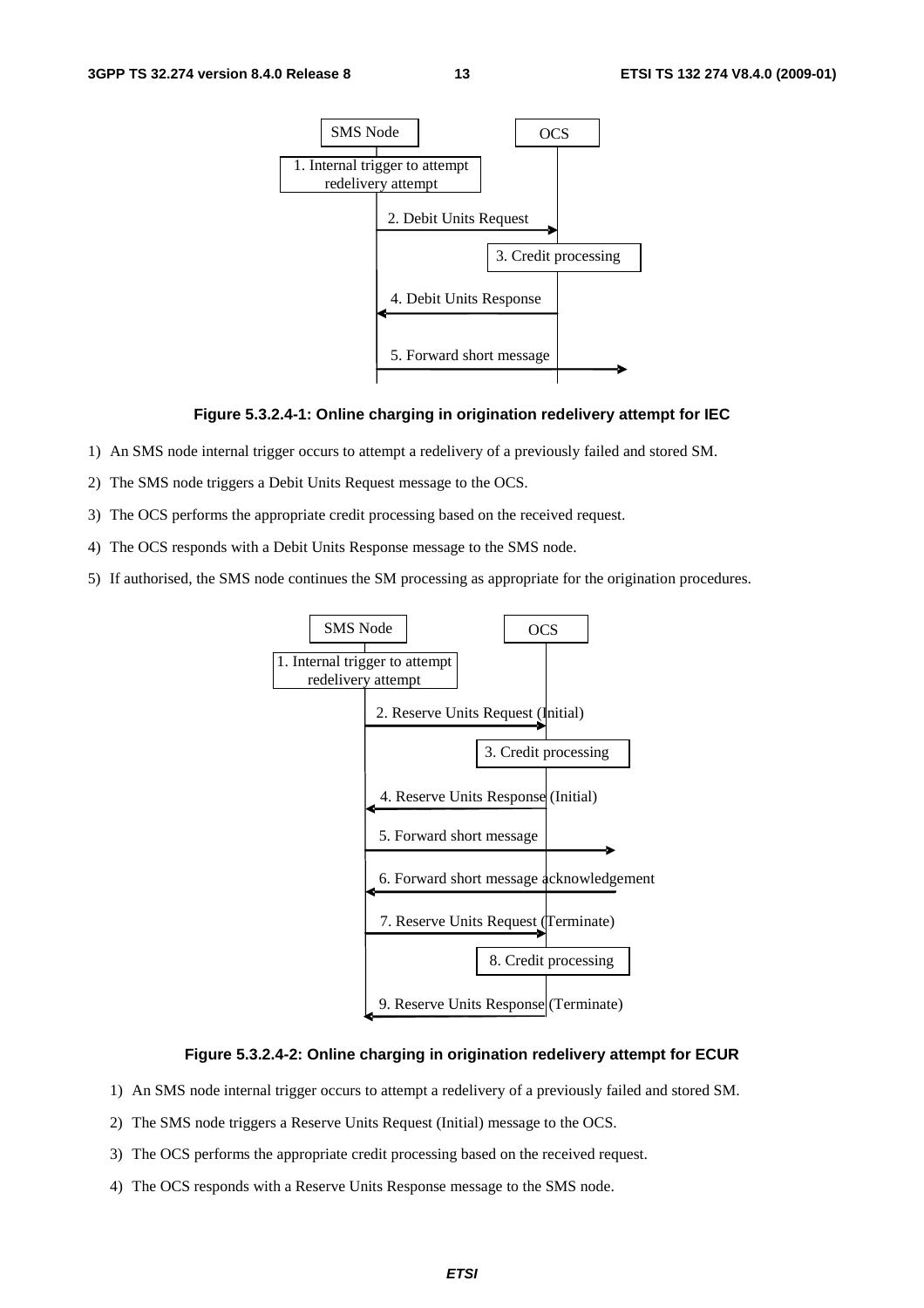Figure 5.3.2.4-1: Online charging in origination redelivery attempt for IEC

1) An SMS node internal trigger occurs to attempt a redelivery of a previously failed and stored SM.
2) The SMS node triggers a Debit Units Request message to the OCS.
3) The OCS performs the appropriate credit processing based on the received request.
4) The OCS responds with a Debit Units Response message to the SMS node.
5) If authorised, the SMS node continues the SM processing as appropriate for the origination procedures.

Figure 5.3.2.4-2: Online charging in origination redelivery attempt for ECUR

1) An SMS node internal trigger occurs to attempt a redelivery of a previously failed and stored SM.
2) The SMS node triggers a Reserve Units Request (Initial) message to the OCS.
3) The OCS performs the appropriate credit processing based on the received request.
4) The OCS responds with a Reserve Units Response message to the SMS node.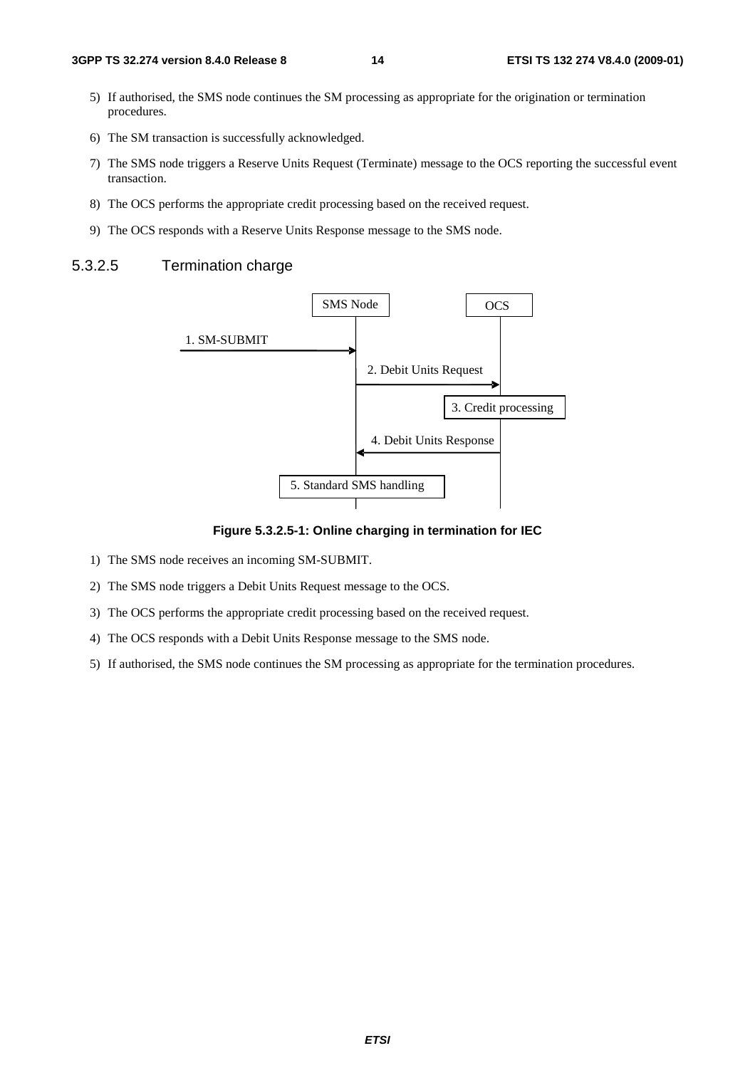5) If authorised, the SMS node continues the SM processing as appropriate for the origination or termination procedures.

6) The SM transaction is successfully acknowledged.

7) The SMS node triggers a Reserve Units Request (Terminate) message to the OCS reporting the successful event transaction.

8) The OCS performs the appropriate credit processing based on the received request.

9) The OCS responds with a Reserve Units Response message to the SMS node.

#### 5.3.2.5 Termination charge

SMS Node | OCS

1. SM-SUBMIT

2. Debit Units Request

3. Credit processing

4. Debit Units Response

5. Standard SMS handling

**Figure 5.3.2.5-1: Online charging in termination for IEC**

1) The SMS node receives an incoming SM-SUBMIT.

2) The SMS node triggers a Debit Units Request message to the OCS.

3) The OCS performs the appropriate credit processing based on the received request.

4) The OCS responds with a Debit Units Response message to the SMS node.

5) If authorised, the SMS node continues the SM processing as appropriate for the termination procedures.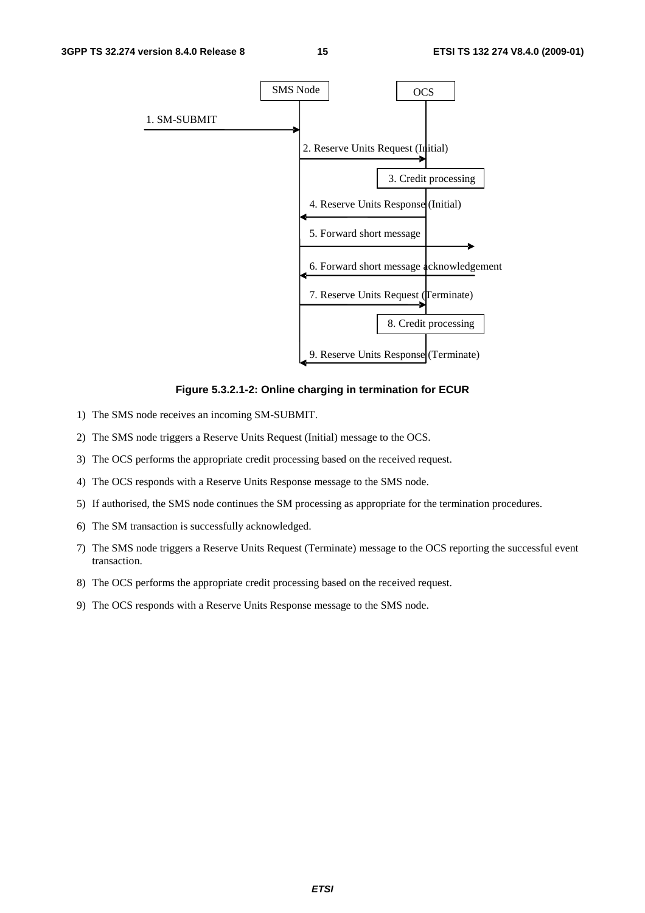**Figure 5.3.2.1-2: Online charging in termination for ECUR**

1) The SMS node receives an incoming SM-SUBMIT.

2) The SMS node triggers a Reserve Units Request (Initial) message to the OCS.

3) The OCS performs the appropriate credit processing based on the received request.

4) The OCS responds with a Reserve Units Response message to the SMS node.

5) If authorised, the SMS node continues the SM processing as appropriate for the termination procedures.

6) The SM transaction is successfully acknowledged.

7) The SMS node triggers a Reserve Units Request (Terminate) message to the OCS reporting the successful event transaction.

8) The OCS performs the appropriate credit processing based on the received request.

9) The OCS responds with a Reserve Units Response message to the SMS node.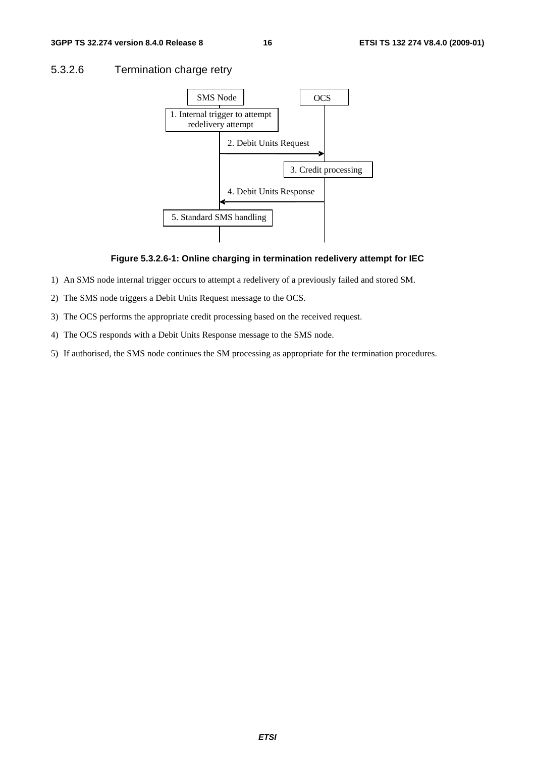### 5.3.2.6 Termination charge retry

Figure 5.3.2.6-1: Online charging in termination redelivery attempt for IEC

1) An SMS node internal trigger occurs to attempt a redelivery of a previously failed and stored SM.

2) The SMS node triggers a Debit Units Request message to the OCS.

3) The OCS performs the appropriate credit processing based on the received request.

4) The OCS responds with a Debit Units Response message to the SMS node.

5) If authorised, the SMS node continues the SM processing as appropriate for the termination procedures.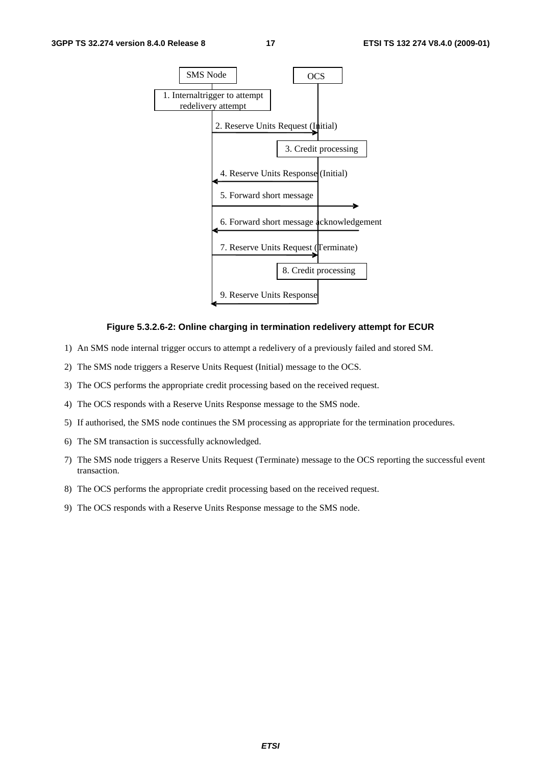**Figure 5.3.2.6-2: Online charging in termination redelivery attempt for ECUR**

1) An SMS node internal trigger occurs to attempt a redelivery of a previously failed and stored SM.

2) The SMS node triggers a Reserve Units Request (Initial) message to the OCS.

3) The OCS performs the appropriate credit processing based on the received request.

4) The OCS responds with a Reserve Units Response message to the SMS node.

5) If authorised, the SMS node continues the SM processing as appropriate for the termination procedures.

6) The SM transaction is successfully acknowledged.

7) The SMS node triggers a Reserve Units Request (Terminate) message to the OCS reporting the successful event transaction.

8) The OCS performs the appropriate credit processing based on the received request.

9) The OCS responds with a Reserve Units Response message to the SMS node.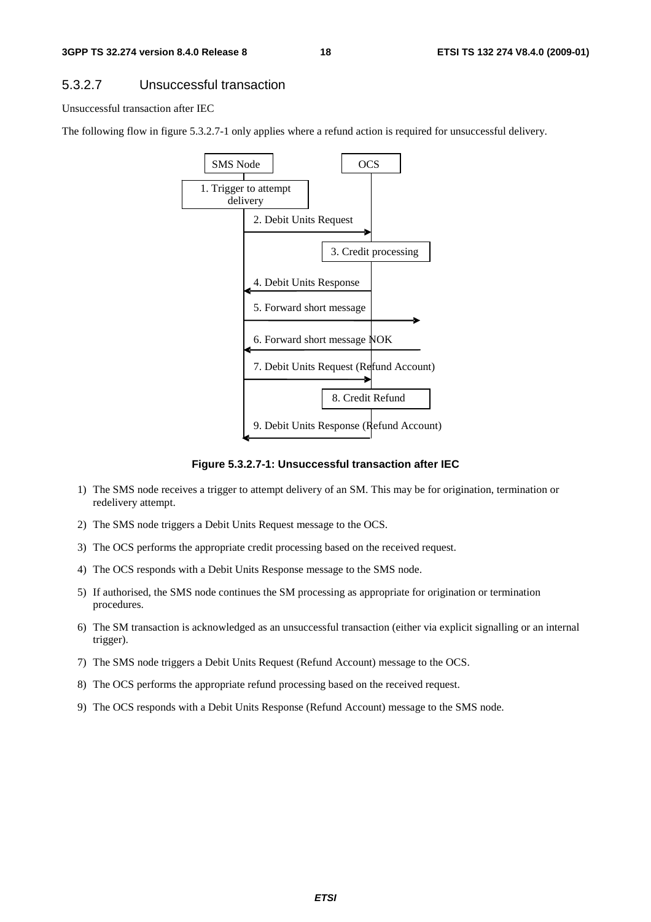### 5.3.2.7 Unsuccessful transaction

Unsuccessful transaction after IEC

The following flow in figure 5.3.2.7-1 only applies where a refund action is required for unsuccessful delivery.

**Figure 5.3.2.7-1: Unsuccessful transaction after IEC**

1) The SMS node receives a trigger to attempt delivery of an SM. This may be for origination, termination or redelivery attempt.
2) The SMS node triggers a Debit Units Request message to the OCS.
3) The OCS performs the appropriate credit processing based on the received request.
4) The OCS responds with a Debit Units Response message to the SMS node.
5) If authorised, the SMS node continues the SM processing as appropriate for origination or termination procedures.
6) The SM transaction is acknowledged as an unsuccessful transaction (either via explicit signalling or an internal trigger).
7) The SMS node triggers a Debit Units Request (Refund Account) message to the OCS.
8) The OCS performs the appropriate refund processing based on the received request.
9) The OCS responds with a Debit Units Response (Refund Account) message to the SMS node.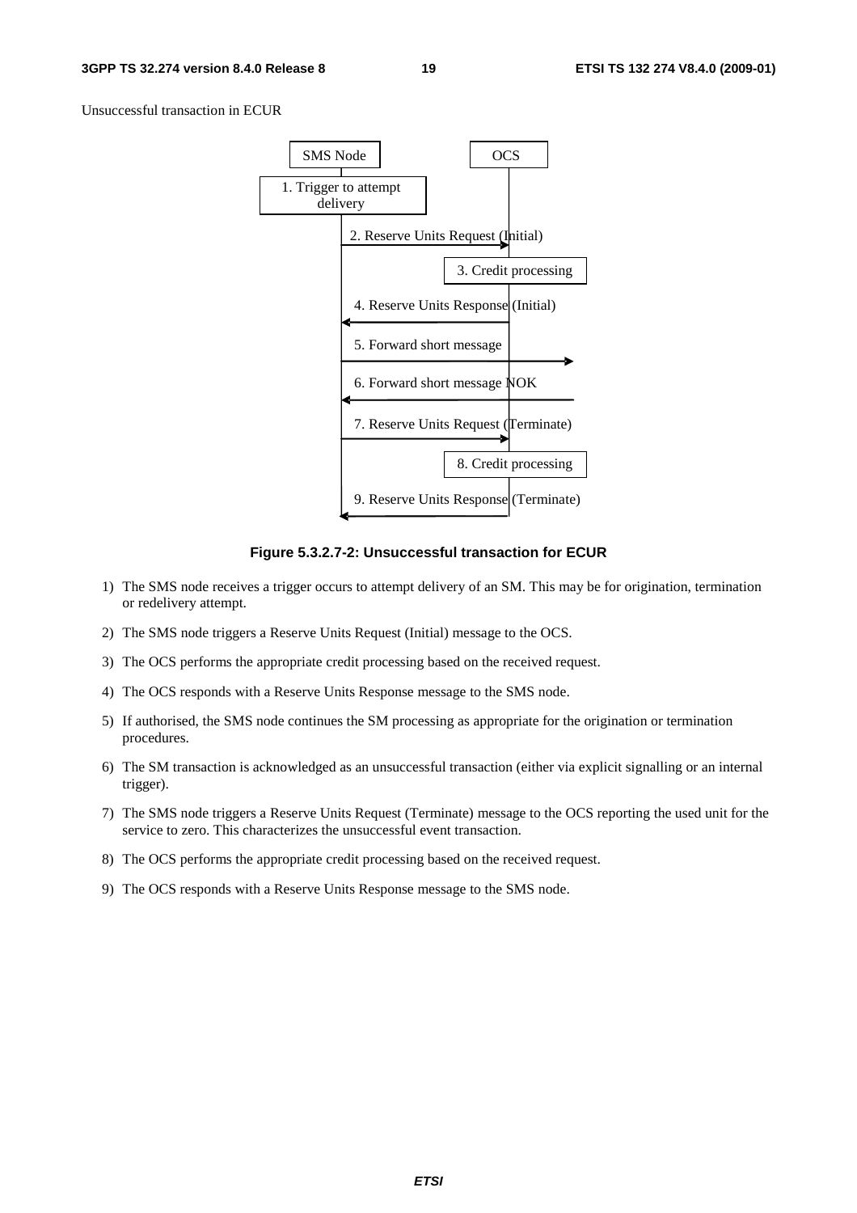Unsuccessful transaction in ECUR

Figure 5.3.2.7-2: Unsuccessful transaction for ECUR

1) The SMS node receives a trigger occurs to attempt delivery of an SM. This may be for origination, termination or redelivery attempt.

2) The SMS node triggers a Reserve Units Request (Initial) message to the OCS.

3) The OCS performs the appropriate credit processing based on the received request.

4) The OCS responds with a Reserve Units Response message to the SMS node.

5) If authorised, the SMS node continues the SM processing as appropriate for the origination or termination procedures.

6) The SM transaction is acknowledged as an unsuccessful transaction (either via explicit signalling or an internal trigger).

7) The SMS node triggers a Reserve Units Request (Terminate) message to the OCS reporting the used unit for the service to zero. This characterizes the unsuccessful event transaction.

8) The OCS performs the appropriate credit processing based on the received request.

9) The OCS responds with a Reserve Units Response message to the SMS node.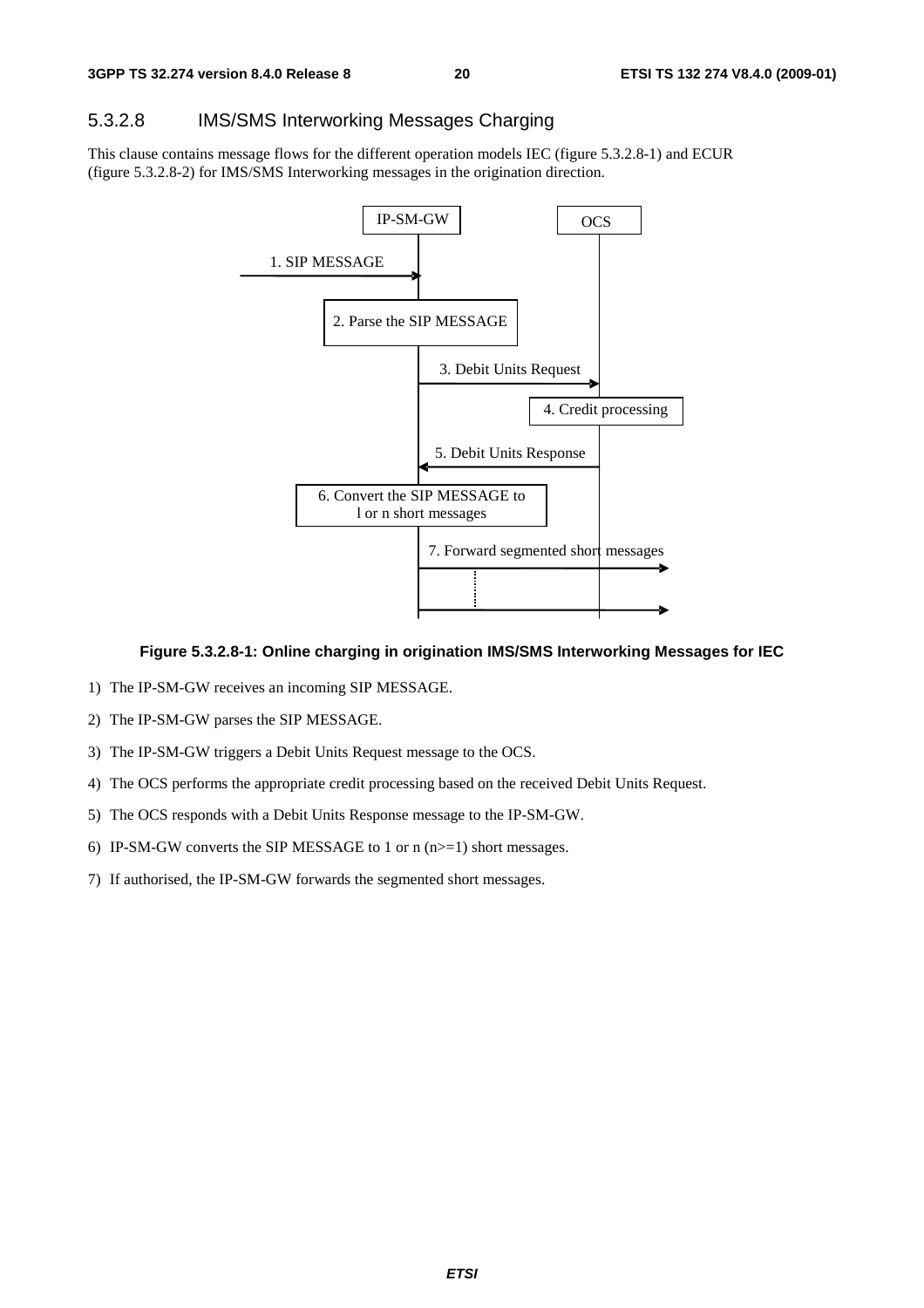### 5.3.2.8 IMS/SMS Interworking Messages Charging

This clause contains message flows for the different operation models IEC (figure 5.3.2.8-1) and ECUR (figure 5.3.2.8-2) for IMS/SMS Interworking messages in the origination direction.

**Figure 5.3.2.8-1: Online charging in origination IMS/SMS Interworking Messages for IEC**

1) The IP-SM-GW receives an incoming SIP MESSAGE.

2) The IP-SM-GW parses the SIP MESSAGE.

3) The IP-SM-GW triggers a Debit Units Request message to the OCS.

4) The OCS performs the appropriate credit processing based on the received Debit Units Request.

5) The OCS responds with a Debit Units Response message to the IP-SM-GW.

6) IP-SM-GW converts the SIP MESSAGE to 1 or n (n>=1) short messages.

7) If authorised, the IP-SM-GW forwards the segmented short messages.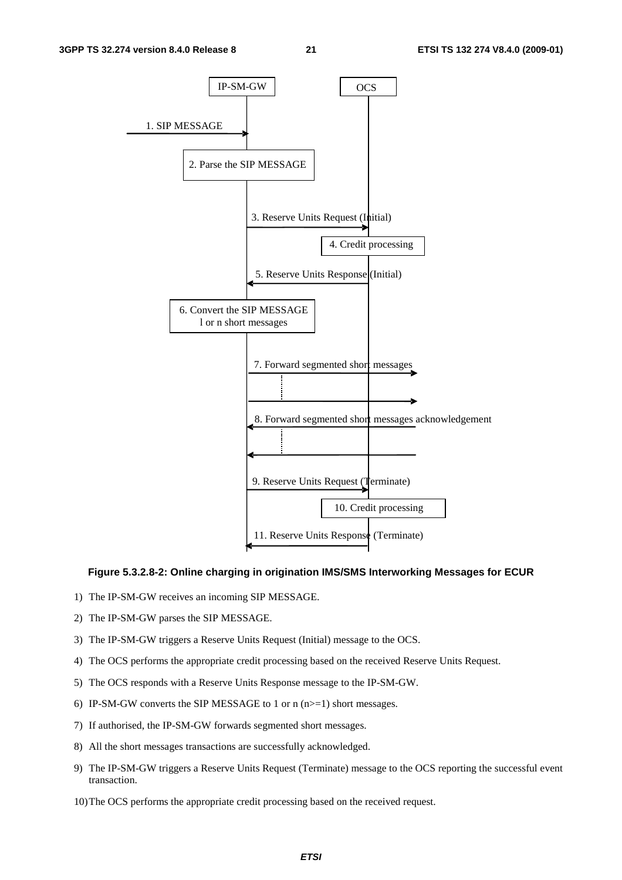**Figure 5.3.2.8-2: Online charging in origination IMS/SMS Interworking Messages for ECUR**

1) The IP-SM-GW receives an incoming SIP MESSAGE.
2) The IP-SM-GW parses the SIP MESSAGE.
3) The IP-SM-GW triggers a Reserve Units Request (Initial) message to the OCS.
4) The OCS performs the appropriate credit processing based on the received Reserve Units Request.
5) The OCS responds with a Reserve Units Response message to the IP-SM-GW.
6) IP-SM-GW converts the SIP MESSAGE to 1 or n (n>=1) short messages.
7) If authorised, the IP-SM-GW forwards segmented short messages.
8) All the short messages transactions are successfully acknowledged.
9) The IP-SM-GW triggers a Reserve Units Request (Terminate) message to the OCS reporting the successful event transaction.
10) The OCS performs the appropriate credit processing based on the received request.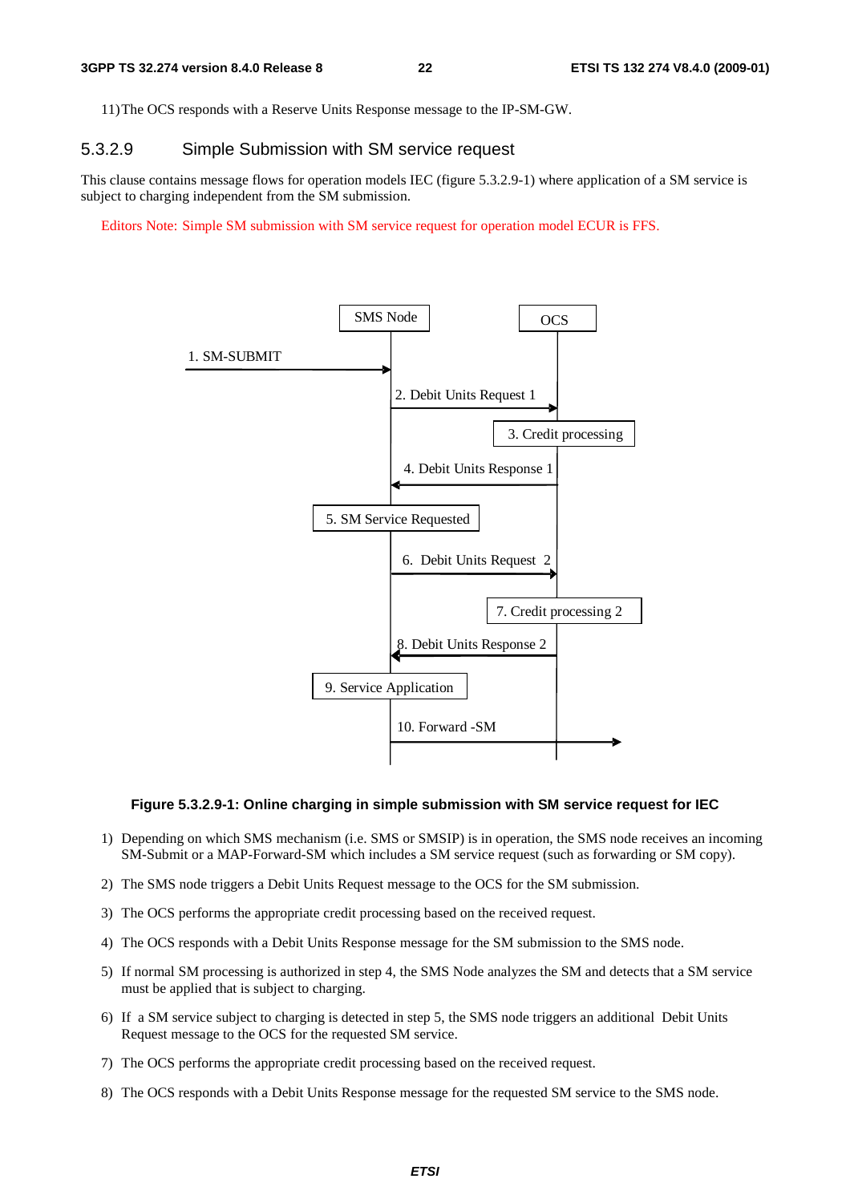11) The OCS responds with a Reserve Units Response message to the IP-SM-GW.

### 5.3.2.9 Simple Submission with SM service request

This clause contains message flows for operation models IEC (figure 5.3.2.9-1) where application of a SM service is subject to charging independent from the SM submission.

Editors Note: Simple SM submission with SM service request for operation model ECUR is FFS.

SMS Node

OCS

1. SM-SUBMIT

2. Debit Units Request 1

3. Credit processing

4. Debit Units Response 1

5. SM Service Requested

6. Debit Units Request 2

7. Credit processing 2

8. Debit Units Response 2

9. Service Application

10. Forward -SM

**Figure 5.3.2.9-1: Online charging in simple submission with SM service request for IEC**

1) Depending on which SMS mechanism (i.e. SMS or SMSIP) is in operation, the SMS node receives an incoming SM-Submit or a MAP-Forward-SM which includes a SM service request (such as forwarding or SM copy).
2) The SMS node triggers a Debit Units Request message to the OCS for the SM submission.
3) The OCS performs the appropriate credit processing based on the received request.
4) The OCS responds with a Debit Units Response message for the SM submission to the SMS node.
5) If normal SM processing is authorized in step 4, the SMS Node analyzes the SM and detects that a SM service must be applied that is subject to charging.
6) If a SM service subject to charging is detected in step 5, the SMS node triggers an additional Debit Units Request message to the OCS for the requested SM service.
7) The OCS performs the appropriate credit processing based on the received request.
8) The OCS responds with a Debit Units Response message for the requested SM service to the SMS node.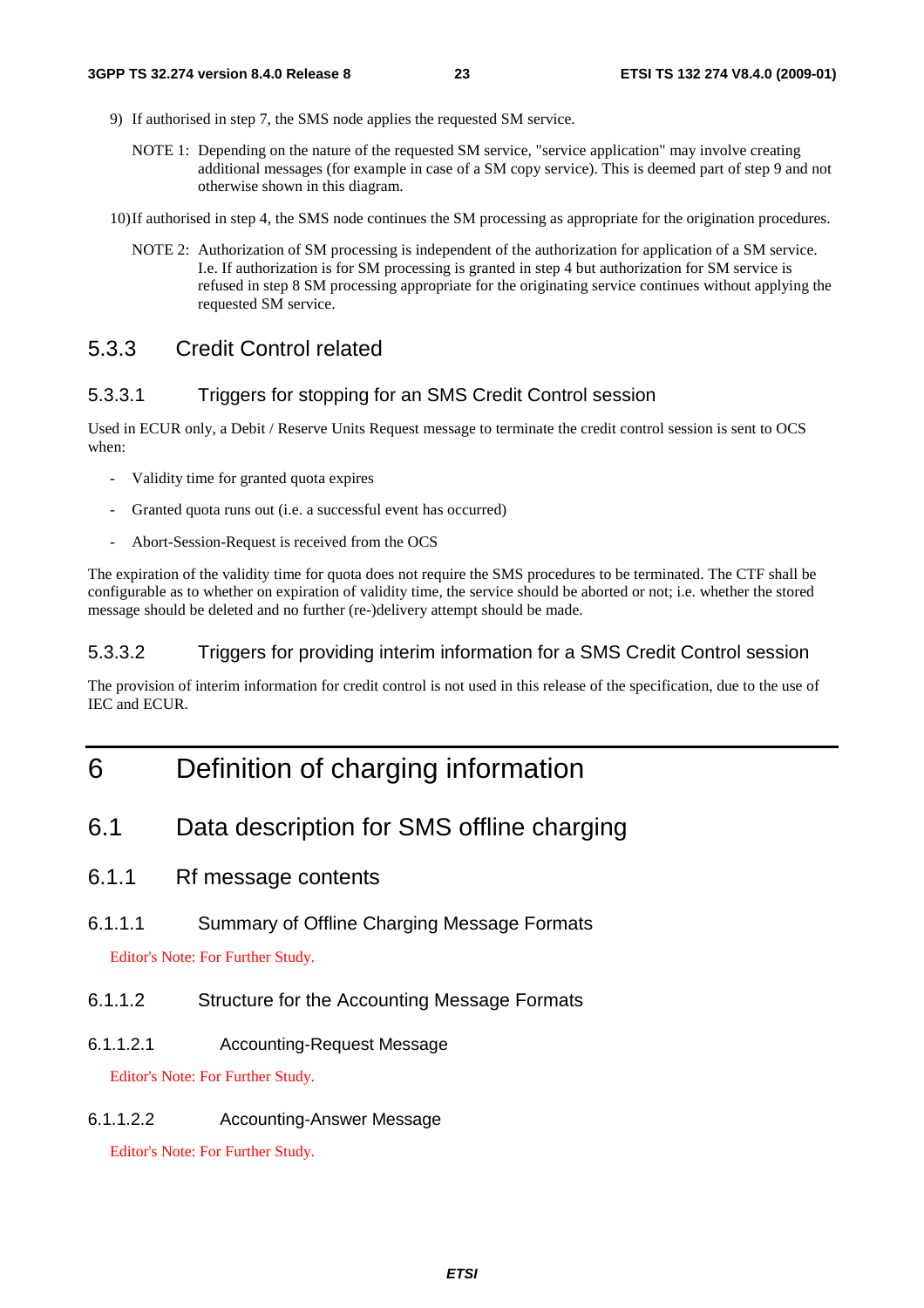9) If authorised in step 7, the SMS node applies the requested SM service.

NOTE 1: Depending on the nature of the requested SM service, "service application" may involve creating additional messages (for example in case of a SM copy service). This is deemed part of step 9 and not otherwise shown in this diagram.

10) If authorised in step 4, the SMS node continues the SM processing as appropriate for the origination procedures.

NOTE 2: Authorization of SM processing is independent of the authorization for application of a SM service. I.e. If authorization is for SM processing is granted in step 4 but authorization for SM service is refused in step 8 SM processing appropriate for the originating service continues without applying the requested SM service.

### 5.3.3 Credit Control related

#### 5.3.3.1 Triggers for stopping for an SMS Credit Control session

Used in ECUR only, a Debit / Reserve Units Request message to terminate the credit control session is sent to OCS when:

- Validity time for granted quota expires
- Granted quota runs out (i.e. a successful event has occurred)
- Abort-Session-Request is received from the OCS

The expiration of the validity time for quota does not require the SMS procedures to be terminated. The CTF shall be configurable as to whether on expiration of validity time, the service should be aborted or not; i.e. whether the stored message should be deleted and no further (re-)delivery attempt should be made.

#### 5.3.3.2 Triggers for providing interim information for a SMS Credit Control session

The provision of interim information for credit control is not used in this release of the specification, due to the use of IEC and ECUR.

# 6 Definition of charging information

## 6.1 Data description for SMS offline charging

### 6.1.1 Rf message contents

#### 6.1.1.1 Summary of Offline Charging Message Formats

Editor's Note: For Further Study.

#### 6.1.1.2 Structure for the Accounting Message Formats

##### 6.1.1.2.1 Accounting-Request Message

Editor's Note: For Further Study.

##### 6.1.1.2.2 Accounting-Answer Message

Editor's Note: For Further Study.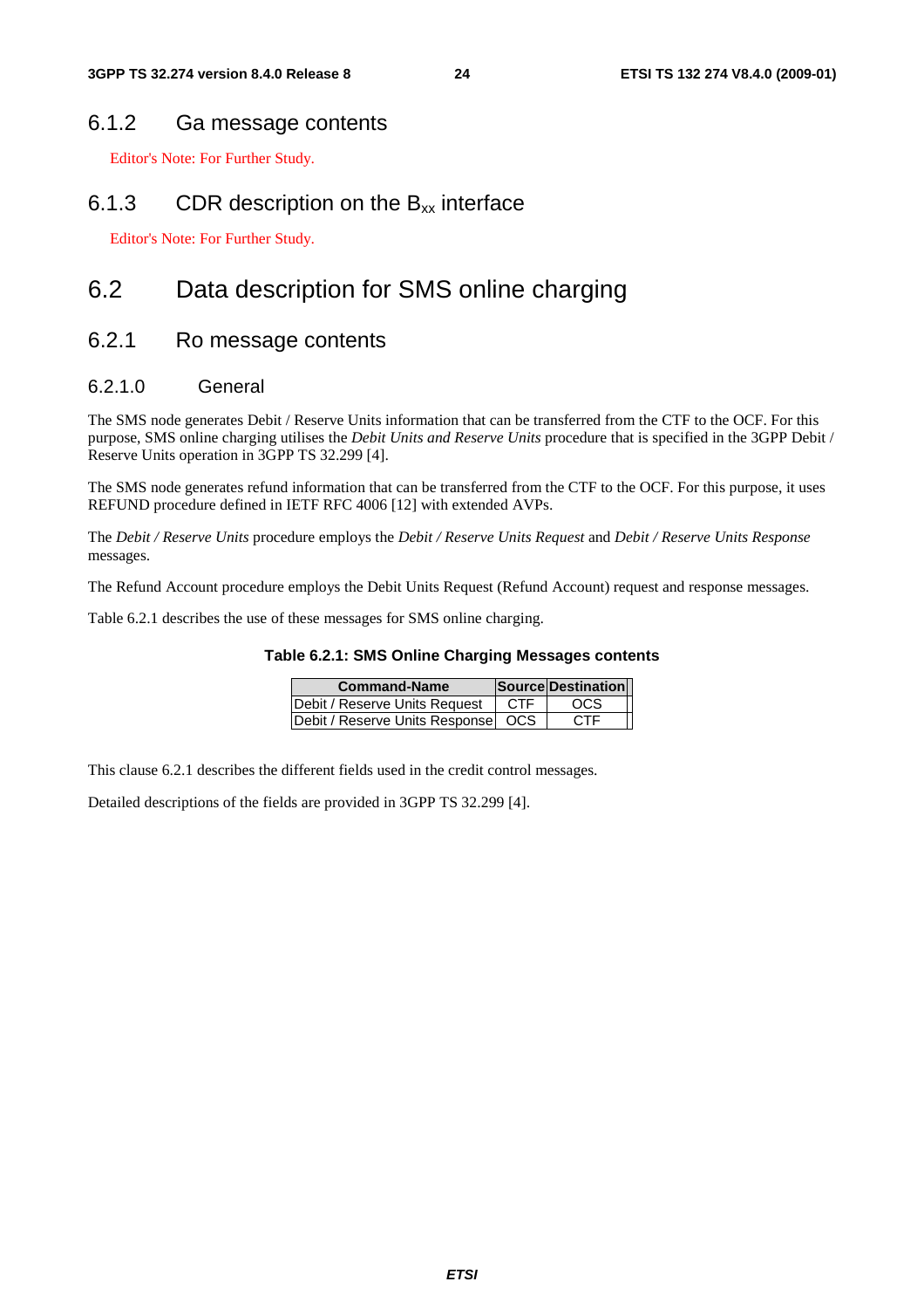### 6.1.2 Ga message contents

Editor's Note: For Further Study.

### 6.1.3 CDR description on the $B_{xx}$ interface

Editor's Note: For Further Study.

## 6.2 Data description for SMS online charging

### 6.2.1 Ro message contents

#### 6.2.1.0 General

The SMS node generates Debit / Reserve Units information that can be transferred from the CTF to the OCF. For this purpose, SMS online charging utilises the *Debit Units and Reserve Units* procedure that is specified in the 3GPP Debit / Reserve Units operation in 3GPP TS 32.299 [4].

The SMS node generates refund information that can be transferred from the CTF to the OCF. For this purpose, it uses REFUND procedure defined in IETF RFC 4006 [12] with extended AVPs.

The *Debit / Reserve Units* procedure employs the *Debit / Reserve Units Request* and *Debit / Reserve Units Response* messages.

The Refund Account procedure employs the Debit Units Request (Refund Account) request and response messages.

Table 6.2.1 describes the use of these messages for SMS online charging.

**Table 6.2.1: SMS Online Charging Messages contents**

| Command-Name | Source | Destination |
|---|---|---|
| Debit / Reserve Units Request | CTF | OCS |
| Debit / Reserve Units Response | OCS | CTF |

This clause 6.2.1 describes the different fields used in the credit control messages.

Detailed descriptions of the fields are provided in 3GPP TS 32.299 [4].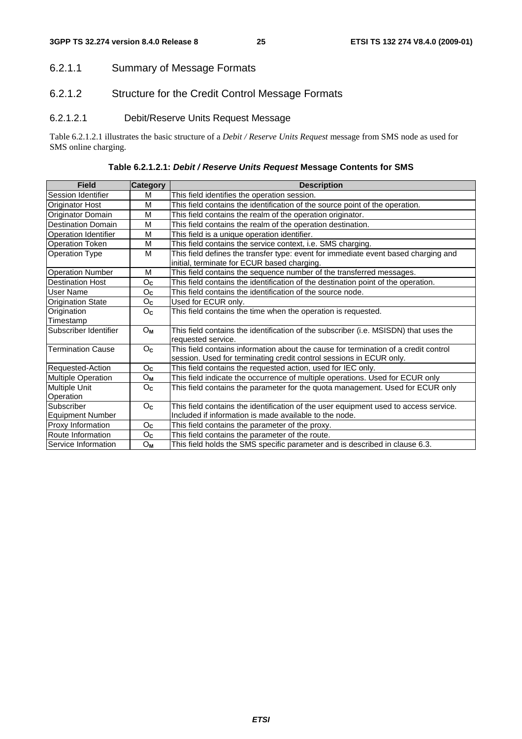### 6.2.1.1 Summary of Message Formats

### 6.2.1.2 Structure for the Credit Control Message Formats

#### 6.2.1.2.1 Debit/Reserve Units Request Message

Table 6.2.1.2.1 illustrates the basic structure of a *Debit / Reserve Units Request* message from SMS node as used for SMS online charging.

**Table 6.2.1.2.1: *Debit / Reserve Units Request* Message Contents for SMS**

| Field | Category | Description |
|---|---|---|
| Session Identifier | M | This field identifies the operation session. |
| Originator Host | M | This field contains the identification of the source point of the operation. |
| Originator Domain | M | This field contains the realm of the operation originator. |
| Destination Domain | M | This field contains the realm of the operation destination. |
| Operation Identifier | M | This field is a unique operation identifier. |
| Operation Token | M | This field contains the service context, i.e. SMS charging. |
| Operation Type | M | This field defines the transfer type: event for immediate event based charging and initial, terminate for ECUR based charging. |
| Operation Number | M | This field contains the sequence number of the transferred messages. |
| Destination Host | $O_C$ | This field contains the identification of the destination point of the operation. |
| User Name | $O_C$ | This field contains the identification of the source node. |
| Origination State | $O_C$ | Used for ECUR only. |
| Origination Timestamp | $O_C$ | This field contains the time when the operation is requested. |
| Subscriber Identifier | $O_M$ | This field contains the identification of the subscriber (i.e. MSISDN) that uses the requested service. |
| Termination Cause | $O_C$ | This field contains information about the cause for termination of a credit control session. Used for terminating credit control sessions in ECUR only. |
| Requested-Action | $O_C$ | This field contains the requested action, used for IEC only. |
| Multiple Operation | $O_M$ | This field indicate the occurrence of multiple operations. Used for ECUR only |
| Multiple Unit Operation | $O_C$ | This field contains the parameter for the quota management. Used for ECUR only |
| Subscriber Equipment Number | $O_C$ | This field contains the identification of the user equipment used to access service. Included if information is made available to the node. |
| Proxy Information | $O_C$ | This field contains the parameter of the proxy. |
| Route Information | $O_C$ | This field contains the parameter of the route. |
| Service Information | $O_M$ | This field holds the SMS specific parameter and is described in clause 6.3. |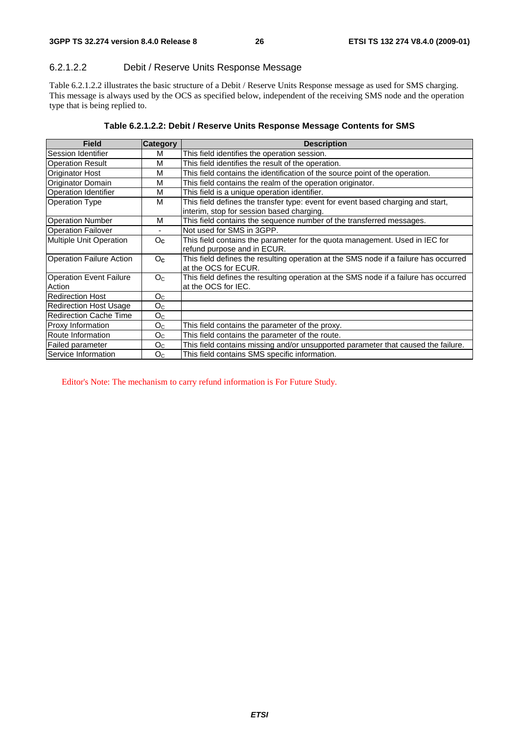#### 6.2.1.2.2 Debit / Reserve Units Response Message

Table 6.2.1.2.2 illustrates the basic structure of a Debit / Reserve Units Response message as used for SMS charging. This message is always used by the OCS as specified below, independent of the receiving SMS node and the operation type that is being replied to.

**Table 6.2.1.2.2: Debit / Reserve Units Response Message Contents for SMS**

| Field | Category | Description |
|---|---|---|
| Session Identifier | M | This field identifies the operation session. |
| Operation Result | M | This field identifies the result of the operation. |
| Originator Host | M | This field contains the identification of the source point of the operation. |
| Originator Domain | M | This field contains the realm of the operation originator. |
| Operation Identifier | M | This field is a unique operation identifier. |
| Operation Type | M | This field defines the transfer type: event for event based charging and start, interim, stop for session based charging. |
| Operation Number | M | This field contains the sequence number of the transferred messages. |
| Operation Failover | - | Not used for SMS in 3GPP. |
| Multiple Unit Operation | $O_C$ | This field contains the parameter for the quota management. Used in IEC for refund purpose and in ECUR. |
| Operation Failure Action | $O_C$ | This field defines the resulting operation at the SMS node if a failure has occurred at the OCS for ECUR. |
| Operation Event Failure Action | $O_C$ | This field defines the resulting operation at the SMS node if a failure has occurred at the OCS for IEC. |
| Redirection Host | $O_C$ | |
| Redirection Host Usage | $O_C$ | |
| Redirection Cache Time | $O_C$ | |
| Proxy Information | $O_C$ | This field contains the parameter of the proxy. |
| Route Information | $O_C$ | This field contains the parameter of the route. |
| Failed parameter | $O_C$ | This field contains missing and/or unsupported parameter that caused the failure. |
| Service Information | $O_C$ | This field contains SMS specific information. |

Editor's Note: The mechanism to carry refund information is For Future Study.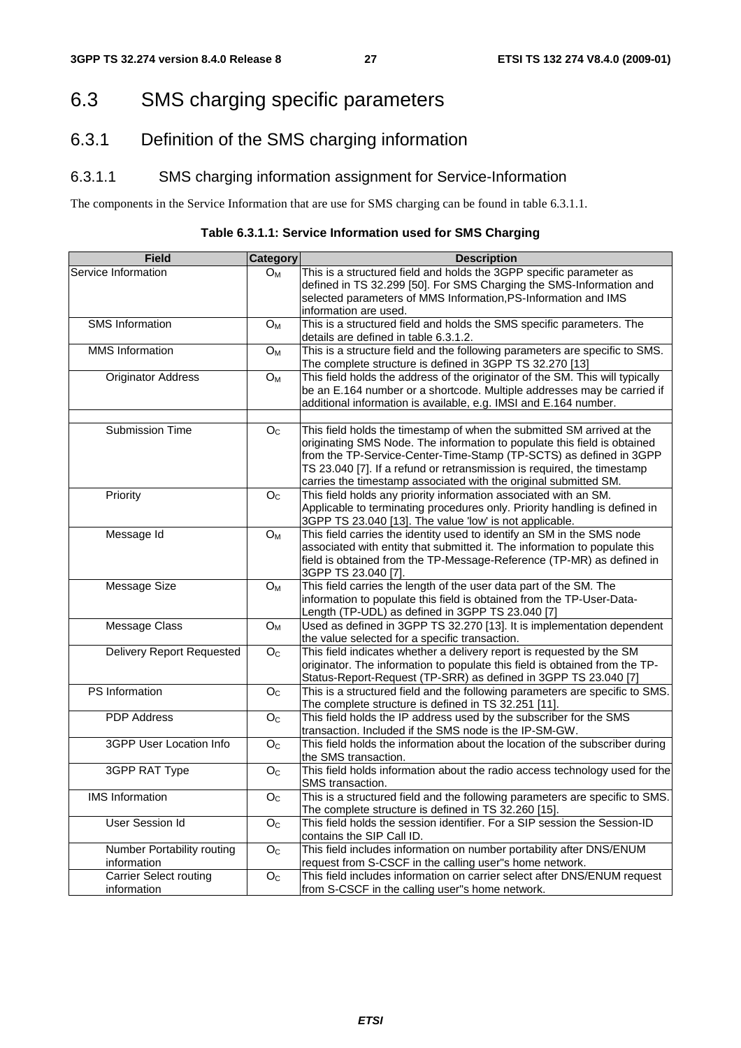# 6.3 SMS charging specific parameters

## 6.3.1 Definition of the SMS charging information

### 6.3.1.1 SMS charging information assignment for Service-Information

The components in the Service Information that are use for SMS charging can be found in table 6.3.1.1.

**Table 6.3.1.1: Service Information used for SMS Charging**

| Field | Category | Description |
|---|---|---|
| Service Information | $O_M$ | This is a structured field and holds the 3GPP specific parameter as defined in TS 32.299 [50]. For SMS Charging the SMS-Information and selected parameters of MMS Information,PS-Information and IMS information are used. |
| SMS Information | $O_M$ | This is a structured field and holds the SMS specific parameters. The details are defined in table 6.3.1.2. |
| MMS Information | $O_M$ | This is a structure field and the following parameters are specific to SMS. The complete structure is defined in 3GPP TS 32.270 [13] |
| Originator Address | $O_M$ | This field holds the address of the originator of the SM. This will typically be an E.164 number or a shortcode. Multiple addresses may be carried if additional information is available, e.g. IMSI and E.164 number. |
| | | |
| Submission Time | $O_C$ | This field holds the timestamp of when the submitted SM arrived at the originating SMS Node. The information to populate this field is obtained from the TP-Service-Center-Time-Stamp (TP-SCTS) as defined in 3GPP TS 23.040 [7]. If a refund or retransmission is required, the timestamp carries the timestamp associated with the original submitted SM. |
| Priority | $O_C$ | This field holds any priority information associated with an SM. Applicable to terminating procedures only. Priority handling is defined in 3GPP TS 23.040 [13]. The value 'low' is not applicable. |
| Message Id | $O_M$ | This field carries the identity used to identify an SM in the SMS node associated with entity that submitted it. The information to populate this field is obtained from the TP-Message-Reference (TP-MR) as defined in 3GPP TS 23.040 [7]. |
| Message Size | $O_M$ | This field carries the length of the user data part of the SM. The information to populate this field is obtained from the TP-User-Data-Length (TP-UDL) as defined in 3GPP TS 23.040 [7] |
| Message Class | $O_M$ | Used as defined in 3GPP TS 32.270 [13]. It is implementation dependent the value selected for a specific transaction. |
| Delivery Report Requested | $O_C$ | This field indicates whether a delivery report is requested by the SM originator. The information to populate this field is obtained from the TP-Status-Report-Request (TP-SRR) as defined in 3GPP TS 23.040 [7] |
| PS Information | $O_C$ | This is a structured field and the following parameters are specific to SMS. The complete structure is defined in TS 32.251 [11]. |
| PDP Address | $O_C$ | This field holds the IP address used by the subscriber for the SMS transaction. Included if the SMS node is the IP-SM-GW. |
| 3GPP User Location Info | $O_C$ | This field holds the information about the location of the subscriber during the SMS transaction. |
| 3GPP RAT Type | $O_C$ | This field holds information about the radio access technology used for the SMS transaction. |
| IMS Information | $O_C$ | This is a structured field and the following parameters are specific to SMS. The complete structure is defined in TS 32.260 [15]. |
| User Session Id | $O_C$ | This field holds the session identifier. For a SIP session the Session-ID contains the SIP Call ID. |
| Number Portability routing information | $O_C$ | This field includes information on number portability after DNS/ENUM request from S-CSCF in the calling user"s home network. |
| Carrier Select routing information | $O_C$ | This field includes information on carrier select after DNS/ENUM request from S-CSCF in the calling user"s home network. |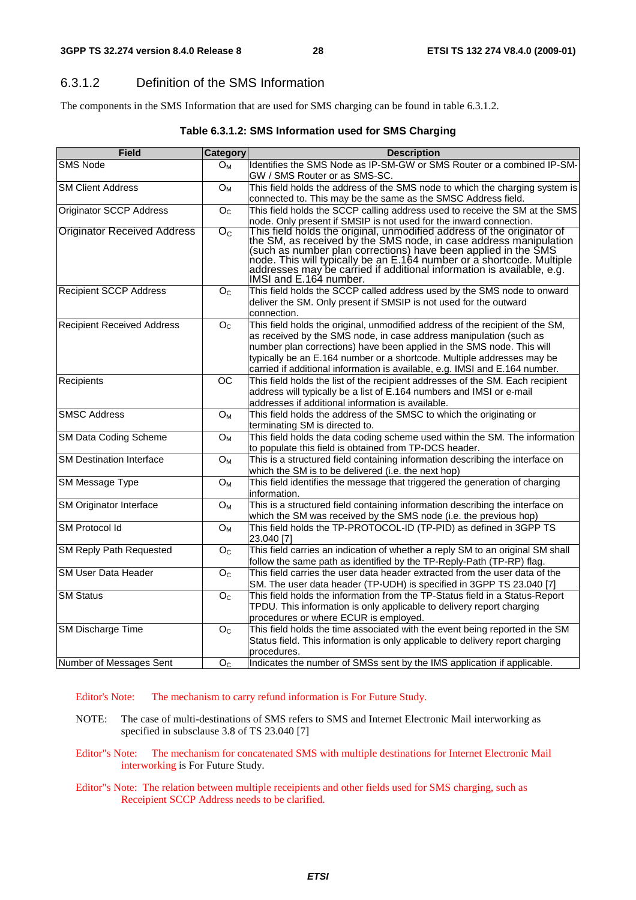### 6.3.1.2 Definition of the SMS Information

The components in the SMS Information that are used for SMS charging can be found in table 6.3.1.2.

**Table 6.3.1.2: SMS Information used for SMS Charging**

| Field | Category | Description |
|---|---|---|
| SMS Node | $O_M$ | Identifies the SMS Node as IP-SM-GW or SMS Router or a combined IP-SM-GW / SMS Router or as SMS-SC. |
| SM Client Address | $O_M$ | This field holds the address of the SMS node to which the charging system is connected to. This may be the same as the SMSC Address field. |
| Originator SCCP Address | $O_C$ | This field holds the SCCP calling address used to receive the SM at the SMS node. Only present if SMSIP is not used for the inward connection. |
| Originator Received Address | $O_C$ | This field holds the original, unmodified address of the originator of the SM, as received by the SMS node, in case address manipulation (such as number plan corrections) have been applied in the SMS node. This will typically be an E.164 number or a shortcode. Multiple addresses may be carried if additional information is available, e.g. IMSI and E.164 number. |
| Recipient SCCP Address | $O_C$ | This field holds the SCCP called address used by the SMS node to onward deliver the SM. Only present if SMSIP is not used for the outward connection. |
| Recipient Received Address | $O_C$ | This field holds the original, unmodified address of the recipient of the SM, as received by the SMS node, in case address manipulation (such as number plan corrections) have been applied in the SMS node. This will typically be an E.164 number or a shortcode. Multiple addresses may be carried if additional information is available, e.g. IMSI and E.164 number. |
| Recipients | OC | This field holds the list of the recipient addresses of the SM. Each recipient address will typically be a list of E.164 numbers and IMSI or e-mail addresses if additional information is available. |
| SMSC Address | $O_M$ | This field holds the address of the SMSC to which the originating or terminating SM is directed to. |
| SM Data Coding Scheme | $O_M$ | This field holds the data coding scheme used within the SM. The information to populate this field is obtained from TP-DCS header. |
| SM Destination Interface | $O_M$ | This is a structured field containing information describing the interface on which the SM is to be delivered (i.e. the next hop) |
| SM Message Type | $O_M$ | This field identifies the message that triggered the generation of charging information. |
| SM Originator Interface | $O_M$ | This is a structured field containing information describing the interface on which the SM was received by the SMS node (i.e. the previous hop) |
| SM Protocol Id | $O_M$ | This field holds the TP-PROTOCOL-ID (TP-PID) as defined in 3GPP TS 23.040 [7] |
| SM Reply Path Requested | $O_C$ | This field carries an indication of whether a reply SM to an original SM shall follow the same path as identified by the TP-Reply-Path (TP-RP) flag. |
| SM User Data Header | $O_C$ | This field carries the user data header extracted from the user data of the SM. The user data header (TP-UDH) is specified in 3GPP TS 23.040 [7] |
| SM Status | $O_C$ | This field holds the information from the TP-Status field in a Status-Report TPDU. This information is only applicable to delivery report charging procedures or where ECUR is employed. |
| SM Discharge Time | $O_C$ | This field holds the time associated with the event being reported in the SM Status field. This information is only applicable to delivery report charging procedures. |
| Number of Messages Sent | $O_C$ | Indicates the number of SMSs sent by the IMS application if applicable. |

Editor's Note: The mechanism to carry refund information is For Future Study.

NOTE: The case of multi-destinations of SMS refers to SMS and Internet Electronic Mail interworking as specified in subsclause 3.8 of TS 23.040 [7]

Editor"s Note: The mechanism for concatenated SMS with multiple destinations for Internet Electronic Mail interworking is For Future Study.

Editor"s Note: The relation between multiple receipients and other fields used for SMS charging, such as Receipient SCCP Address needs to be clarified.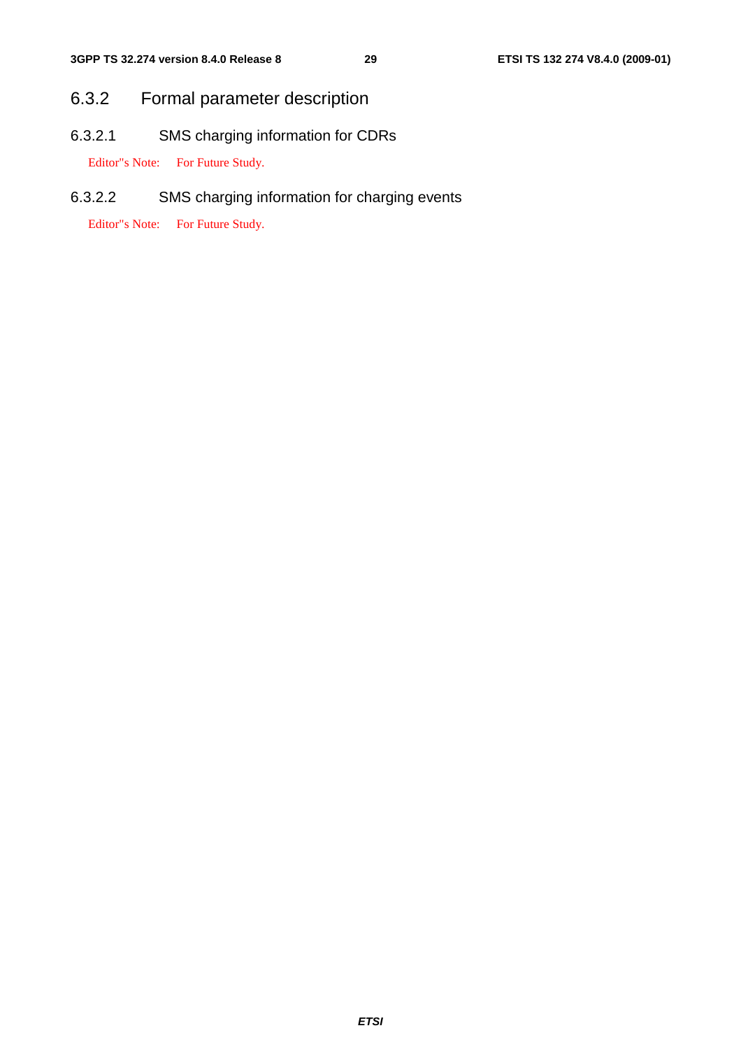### 6.3.2 Formal parameter description

#### 6.3.2.1 SMS charging information for CDRs

Editor"s Note: For Future Study.

#### 6.3.2.2 SMS charging information for charging events

Editor"s Note: For Future Study.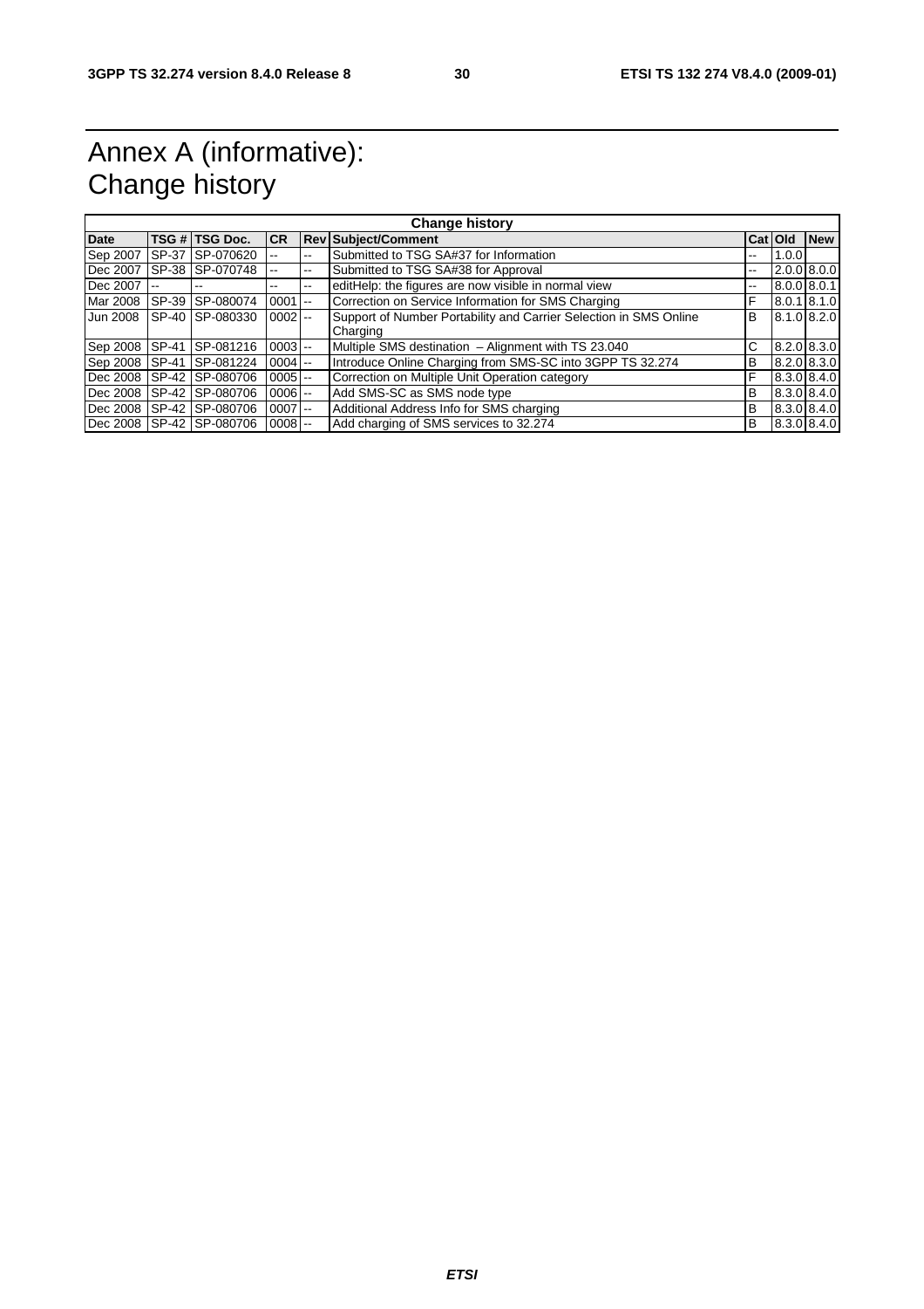# Annex A (informative): Change history

| Change history | | | | | | | | |
|---|---|---|---|---|---|---|---|---|
| **Date** | **TSG #** | **TSG Doc.** | **CR** | **Rev** | **Subject/Comment** | **Cat** | **Old** | **New** |
| Sep 2007 | SP-37 | SP-070620 | -- | -- | Submitted to TSG SA#37 for Information | -- | 1.0.0 | |
| Dec 2007 | SP-38 | SP-070748 | -- | -- | Submitted to TSG SA#38 for Approval | -- | 2.0.0 | 8.0.0 |
| Dec 2007 | -- | -- | -- | -- | editHelp: the figures are now visible in normal view | -- | 8.0.0 | 8.0.1 |
| Mar 2008 | SP-39 | SP-080074 | 0001 | -- | Correction on Service Information for SMS Charging | F | 8.0.1 | 8.1.0 |
| Jun 2008 | SP-40 | SP-080330 | 0002 | -- | Support of Number Portability and Carrier Selection in SMS Online Charging | B | 8.1.0 | 8.2.0 |
| Sep 2008 | SP-41 | SP-081216 | 0003 | -- | Multiple SMS destination – Alignment with TS 23.040 | C | 8.2.0 | 8.3.0 |
| Sep 2008 | SP-41 | SP-081224 | 0004 | -- | Introduce Online Charging from SMS-SC into 3GPP TS 32.274 | B | 8.2.0 | 8.3.0 |
| Dec 2008 | SP-42 | SP-080706 | 0005 | -- | Correction on Multiple Unit Operation category | F | 8.3.0 | 8.4.0 |
| Dec 2008 | SP-42 | SP-080706 | 0006 | -- | Add SMS-SC as SMS node type | B | 8.3.0 | 8.4.0 |
| Dec 2008 | SP-42 | SP-080706 | 0007 | -- | Additional Address Info for SMS charging | B | 8.3.0 | 8.4.0 |
| Dec 2008 | SP-42 | SP-080706 | 0008 | -- | Add charging of SMS services to 32.274 | B | 8.3.0 | 8.4.0 |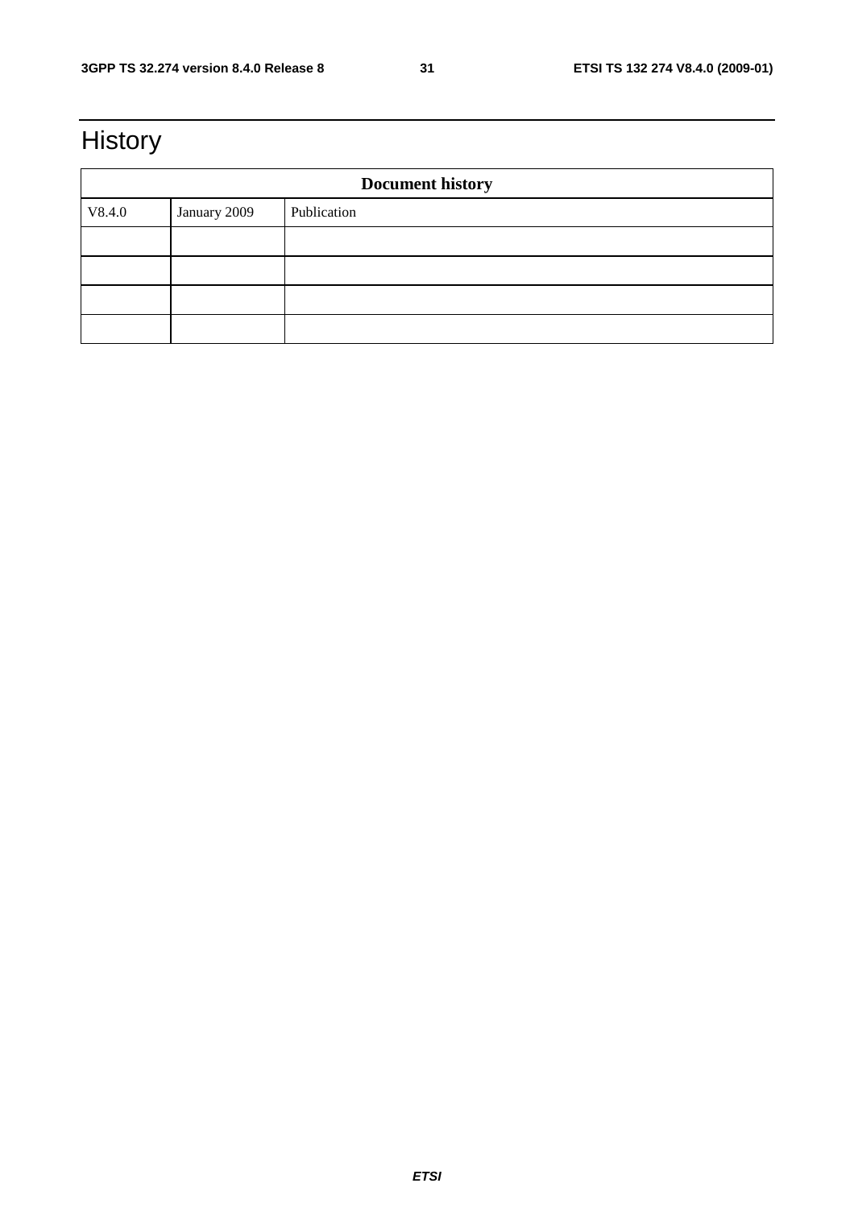# History

| Document history | | |
|---|---|---|
| V8.4.0 | January 2009 | Publication |
| | | |
| | | |
| | | |
| | | |